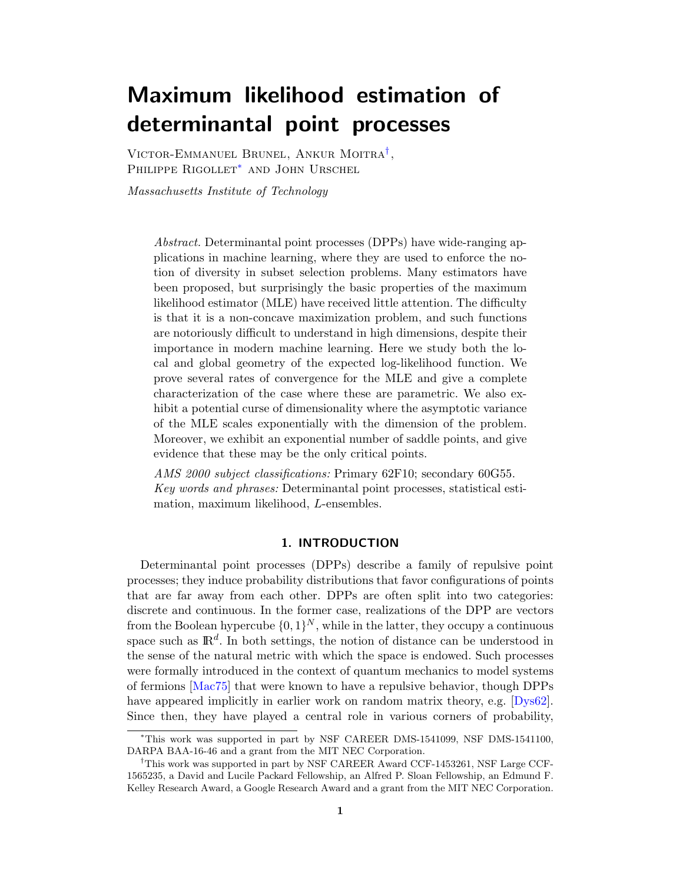# Maximum likelihood estimation of determinantal point processes

Victor-Emmanuel Brunel, Ankur Moitra[†], Philippe Rigollet[*] and John Urschel

*Massachusetts Institute of Technology*

*Abstract.* Determinantal point processes (DPPs) have wide-ranging applications in machine learning, where they are used to enforce the notion of diversity in subset selection problems. Many estimators have been proposed, but surprisingly the basic properties of the maximum likelihood estimator (MLE) have received little attention. The difficulty is that it is a non-concave maximization problem, and such functions are notoriously difficult to understand in high dimensions, despite their importance in modern machine learning. Here we study both the local and global geometry of the expected log-likelihood function. We prove several rates of convergence for the MLE and give a complete characterization of the case where these are parametric. We also exhibit a potential curse of dimensionality where the asymptotic variance of the MLE scales exponentially with the dimension of the problem. Moreover, we exhibit an exponential number of saddle points, and give evidence that these may be the only critical points.

*AMS 2000 subject classifications:* Primary 62F10; secondary 60G55.
*Key words and phrases:* Determinantal point processes, statistical estimation, maximum likelihood, $L$-ensembles.

## 1. INTRODUCTION

Determinantal point processes (DPPs) describe a family of repulsive point processes; they induce probability distributions that favor configurations of points that are far away from each other. DPPs are often split into two categories: discrete and continuous. In the former case, realizations of the DPP are vectors from the Boolean hypercube $\{0,1\}^N$, while in the latter, they occupy a continuous space such as $\mathbb{R}^d$. In both settings, the notion of distance can be understood in the sense of the natural metric with which the space is endowed. Such processes were formally introduced in the context of quantum mechanics to model systems of fermions [Mac75] that were known to have a repulsive behavior, though DPPs have appeared implicitly in earlier work on random matrix theory, e.g. [Dys62]. Since then, they have played a central role in various corners of probability,

---

[*] This work was supported in part by NSF CAREER DMS-1541099, NSF DMS-1541100, DARPA BAA-16-46 and a grant from the MIT NEC Corporation.

[†] This work was supported in part by NSF CAREER Award CCF-1453261, NSF Large CCF-1565235, a David and Lucile Packard Fellowship, an Alfred P. Sloan Fellowship, an Edmund F. Kelley Research Award, a Google Research Award and a grant from the MIT NEC Corporation.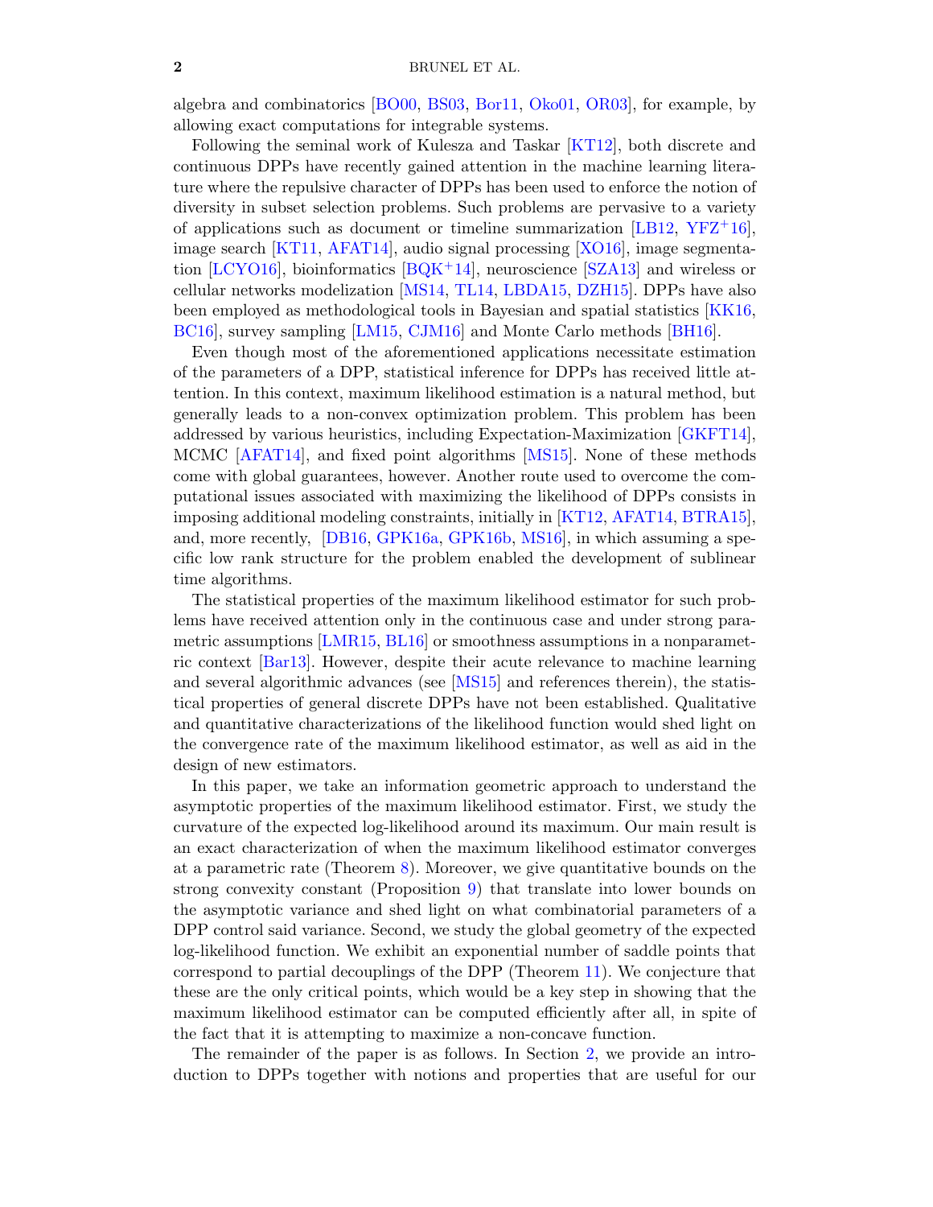algebra and combinatorics [BO00, BS03, Bor11, Oko01, OR03], for example, by allowing exact computations for integrable systems.

Following the seminal work of Kulesza and Taskar [KT12], both discrete and continuous DPPs have recently gained attention in the machine learning literature where the repulsive character of DPPs has been used to enforce the notion of diversity in subset selection problems. Such problems are pervasive to a variety of applications such as document or timeline summarization [LB12, YFZ+16], image search [KT11, AFAT14], audio signal processing [XO16], image segmentation [LCYO16], bioinformatics [BQK+14], neuroscience [SZA13] and wireless or cellular networks modelization [MS14, TL14, LBDA15, DZH15]. DPPs have also been employed as methodological tools in Bayesian and spatial statistics [KK16, BC16], survey sampling [LM15, CJM16] and Monte Carlo methods [BH16].

Even though most of the aforementioned applications necessitate estimation of the parameters of a DPP, statistical inference for DPPs has received little attention. In this context, maximum likelihood estimation is a natural method, but generally leads to a non-convex optimization problem. This problem has been addressed by various heuristics, including Expectation-Maximization [GKFT14], MCMC [AFAT14], and fixed point algorithms [MS15]. None of these methods come with global guarantees, however. Another route used to overcome the computational issues associated with maximizing the likelihood of DPPs consists in imposing additional modeling constraints, initially in [KT12, AFAT14, BTRA15], and, more recently, [DB16, GPK16a, GPK16b, MS16], in which assuming a specific low rank structure for the problem enabled the development of sublinear time algorithms.

The statistical properties of the maximum likelihood estimator for such problems have received attention only in the continuous case and under strong parametric assumptions [LMR15, BL16] or smoothness assumptions in a nonparametric context [Bar13]. However, despite their acute relevance to machine learning and several algorithmic advances (see [MS15] and references therein), the statistical properties of general discrete DPPs have not been established. Qualitative and quantitative characterizations of the likelihood function would shed light on the convergence rate of the maximum likelihood estimator, as well as aid in the design of new estimators.

In this paper, we take an information geometric approach to understand the asymptotic properties of the maximum likelihood estimator. First, we study the curvature of the expected log-likelihood around its maximum. Our main result is an exact characterization of when the maximum likelihood estimator converges at a parametric rate (Theorem 8). Moreover, we give quantitative bounds on the strong convexity constant (Proposition 9) that translate into lower bounds on the asymptotic variance and shed light on what combinatorial parameters of a DPP control said variance. Second, we study the global geometry of the expected log-likelihood function. We exhibit an exponential number of saddle points that correspond to partial decouplings of the DPP (Theorem 11). We conjecture that these are the only critical points, which would be a key step in showing that the maximum likelihood estimator can be computed efficiently after all, in spite of the fact that it is attempting to maximize a non-concave function.

The remainder of the paper is as follows. In Section 2, we provide an introduction to DPPs together with notions and properties that are useful for our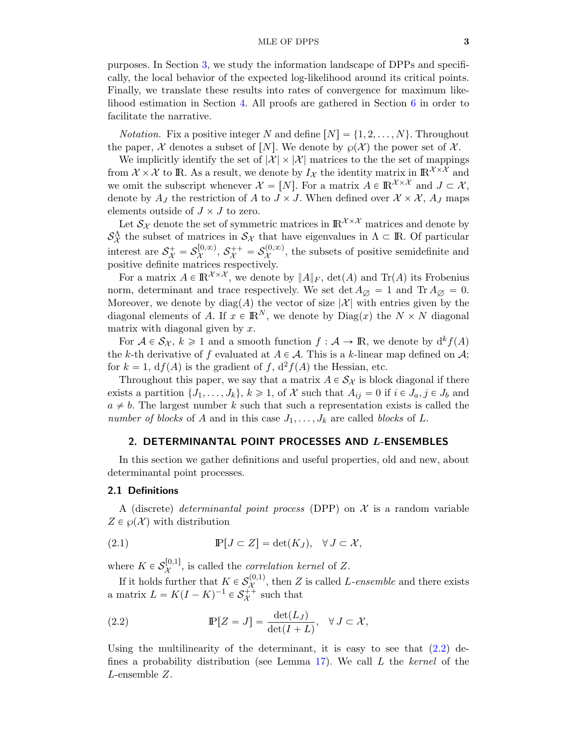purposes. In Section 3, we study the information landscape of DPPs and specifically, the local behavior of the expected log-likelihood around its critical points. Finally, we translate these results into rates of convergence for maximum likelihood estimation in Section 4. All proofs are gathered in Section 6 in order to facilitate the narrative.

*Notation.* Fix a positive integer $N$ and define $[N] = \{1, 2, \ldots, N\}$. Throughout the paper, $\mathcal{X}$ denotes a subset of $[N]$. We denote by $\wp(\mathcal{X})$ the power set of $\mathcal{X}$.

We implicitly identify the set of $|\mathcal{X}| \times |\mathcal{X}|$ matrices to the the set of mappings from $\mathcal{X} \times \mathcal{X}$ to $\mathbb{R}$. As a result, we denote by $I_{\mathcal{X}}$ the identity matrix in $\mathbb{R}^{\mathcal{X}\times\mathcal{X}}$ and we omit the subscript whenever $\mathcal{X} = [N]$. For a matrix $A \in \mathbb{R}^{\mathcal{X}\times\mathcal{X}}$ and $J \subset \mathcal{X}$, denote by $A_J$ the restriction of $A$ to $J \times J$. When defined over $\mathcal{X} \times \mathcal{X}$, $A_J$ maps elements outside of $J \times J$ to zero.

Let $\mathcal{S}_{\mathcal{X}}$ denote the set of symmetric matrices in $\mathbb{R}^{\mathcal{X}\times\mathcal{X}}$ matrices and denote by $\mathcal{S}_{\mathcal{X}}^{\Lambda}$ the subset of matrices in $\mathcal{S}_{\mathcal{X}}$ that have eigenvalues in $\Lambda \subset \mathbb{R}$. Of particular interest are $\mathcal{S}_{\mathcal{X}}^{+} = \mathcal{S}_{\mathcal{X}}^{[0,\infty)}$, $\mathcal{S}_{\mathcal{X}}^{++} = \mathcal{S}_{\mathcal{X}}^{(0,\infty)}$, the subsets of positive semidefinite and positive definite matrices respectively.

For a matrix $A \in \mathbb{R}^{\mathcal{X}\times\mathcal{X}}$, we denote by $\|A\|_F$, $\det(A)$ and $\mathrm{Tr}(A)$ its Frobenius norm, determinant and trace respectively. We set $\det A_{\varnothing} = 1$ and $\mathrm{Tr}\, A_{\varnothing} = 0$. Moreover, we denote by $\mathrm{diag}(A)$ the vector of size $|\mathcal{X}|$ with entries given by the diagonal elements of $A$. If $x \in \mathbb{R}^N$, we denote by $\mathrm{Diag}(x)$ the $N \times N$ diagonal matrix with diagonal given by $x$.

For $\mathcal{A} \in \mathcal{S}_{\mathcal{X}}$, $k \geqslant 1$ and a smooth function $f : \mathcal{A} \to \mathbb{R}$, we denote by $\mathrm{d}^k f(A)$ the $k$-th derivative of $f$ evaluated at $A \in \mathcal{A}$. This is a $k$-linear map defined on $\mathcal{A}$; for $k = 1$, $\mathrm{d}f(A)$ is the gradient of $f$, $\mathrm{d}^2 f(A)$ the Hessian, etc.

Throughout this paper, we say that a matrix $A \in \mathcal{S}_{\mathcal{X}}$ is block diagonal if there exists a partition $\{J_1, \ldots, J_k\}$, $k \geqslant 1$, of $\mathcal{X}$ such that $A_{ij} = 0$ if $i \in J_a, j \in J_b$ and $a \neq b$. The largest number $k$ such that such a representation exists is called the *number of blocks* of $A$ and in this case $J_1, \ldots, J_k$ are called *blocks* of $L$.

## 2. DETERMINANTAL POINT PROCESSES AND $L$-ENSEMBLES

In this section we gather definitions and useful properties, old and new, about determinantal point processes.

### 2.1 Definitions

A (discrete) *determinantal point process* (DPP) on $\mathcal{X}$ is a random variable $Z \in \wp(\mathcal{X})$ with distribution

$$\mathbb{P}[J \subset Z] = \det(K_J), \quad \forall\, J \subset \mathcal{X}, \tag{2.1}$$

where $K \in \mathcal{S}_{\mathcal{X}}^{[0,1]}$, is called the *correlation kernel* of $Z$.

If it holds further that $K \in \mathcal{S}_{\mathcal{X}}^{(0,1)}$, then $Z$ is called $L$-*ensemble* and there exists a matrix $L = K(I - K)^{-1} \in \mathcal{S}_{\mathcal{X}}^{++}$ such that

$$\mathbb{P}[Z = J] = \frac{\det(L_J)}{\det(I + L)}, \quad \forall\, J \subset \mathcal{X}, \tag{2.2}$$

Using the multilinearity of the determinant, it is easy to see that (2.2) defines a probability distribution (see Lemma 17). We call $L$ the *kernel* of the $L$-ensemble $Z$.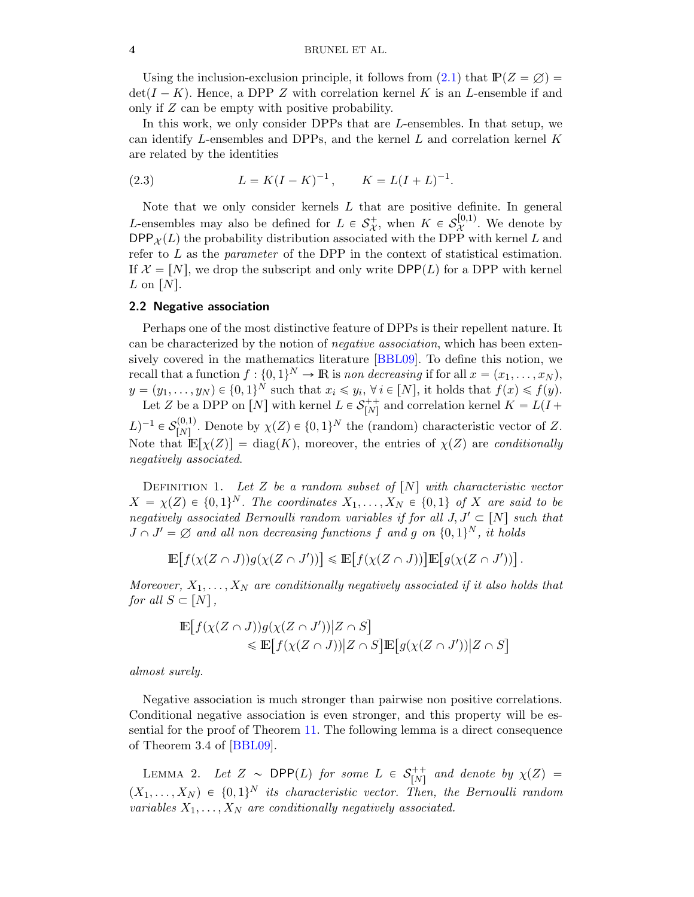Using the inclusion-exclusion principle, it follows from (2.1) that $\mathbb{P}(Z = \varnothing) = \det(I - K)$. Hence, a DPP $Z$ with correlation kernel $K$ is an $L$-ensemble if and only if $Z$ can be empty with positive probability.

In this work, we only consider DPPs that are $L$-ensembles. In that setup, we can identify $L$-ensembles and DPPs, and the kernel $L$ and correlation kernel $K$ are related by the identities

$$L = K(I-K)^{-1}, \qquad K = L(I+L)^{-1}. \tag{2.3}$$

Note that we only consider kernels $L$ that are positive definite. In general $L$-ensembles may also be defined for $L \in \mathcal{S}_{\mathcal{X}}^{+}$, when $K \in \mathcal{S}_{\mathcal{X}}^{[0,1)}$. We denote by $\mathsf{DPP}_{\mathcal{X}}(L)$ the probability distribution associated with the DPP with kernel $L$ and refer to $L$ as the *parameter* of the DPP in the context of statistical estimation. If $\mathcal{X} = [N]$, we drop the subscript and only write $\mathsf{DPP}(L)$ for a DPP with kernel $L$ on $[N]$.

## 2.2 Negative association

Perhaps one of the most distinctive feature of DPPs is their repellent nature. It can be characterized by the notion of *negative association*, which has been extensively covered in the mathematics literature [BBL09]. To define this notion, we recall that a function $f : \{0,1\}^N \to \mathbb{R}$ is *non decreasing* if for all $x = (x_1, \ldots, x_N)$, $y = (y_1, \ldots, y_N) \in \{0,1\}^N$ such that $x_i \leqslant y_i$, $\forall\, i \in [N]$, it holds that $f(x) \leqslant f(y)$.

Let $Z$ be a DPP on $[N]$ with kernel $L \in \mathcal{S}_{[N]}^{++}$ and correlation kernel $K = L(I + L)^{-1} \in \mathcal{S}_{[N]}^{(0,1)}$. Denote by $\chi(Z) \in \{0,1\}^N$ the (random) characteristic vector of $Z$. Note that $\mathbb{E}[\chi(Z)] = \mathrm{diag}(K)$, moreover, the entries of $\chi(Z)$ are *conditionally negatively associated*.

Definition 1. *Let $Z$ be a random subset of $[N]$ with characteristic vector $X = \chi(Z) \in \{0,1\}^N$. The coordinates $X_1, \ldots, X_N \in \{0,1\}$ of $X$ are said to be negatively associated Bernoulli random variables if for all $J, J' \subset [N]$ such that $J \cap J' = \varnothing$ and all non decreasing functions $f$ and $g$ on $\{0,1\}^N$, it holds*

$$\mathbb{E}\big[f(\chi(Z \cap J))g(\chi(Z \cap J'))\big] \leqslant \mathbb{E}\big[f(\chi(Z \cap J))\big]\mathbb{E}\big[g(\chi(Z \cap J'))\big].$$

*Moreover, $X_1, \ldots, X_N$ are conditionally negatively associated if it also holds that for all $S \subset [N]$,*

$$\mathbb{E}\big[f(\chi(Z \cap J))g(\chi(Z \cap J'))\big|Z \cap S\big] \leqslant \mathbb{E}\big[f(\chi(Z \cap J))\big|Z \cap S\big]\mathbb{E}\big[g(\chi(Z \cap J'))\big|Z \cap S\big]$$

*almost surely.*

Negative association is much stronger than pairwise non positive correlations. Conditional negative association is even stronger, and this property will be essential for the proof of Theorem 11. The following lemma is a direct consequence of Theorem 3.4 of [BBL09].

Lemma 2. *Let $Z \sim \mathsf{DPP}(L)$ for some $L \in \mathcal{S}_{[N]}^{++}$ and denote by $\chi(Z) = (X_1, \ldots, X_N) \in \{0,1\}^N$ its characteristic vector. Then, the Bernoulli random variables $X_1, \ldots, X_N$ are conditionally negatively associated.*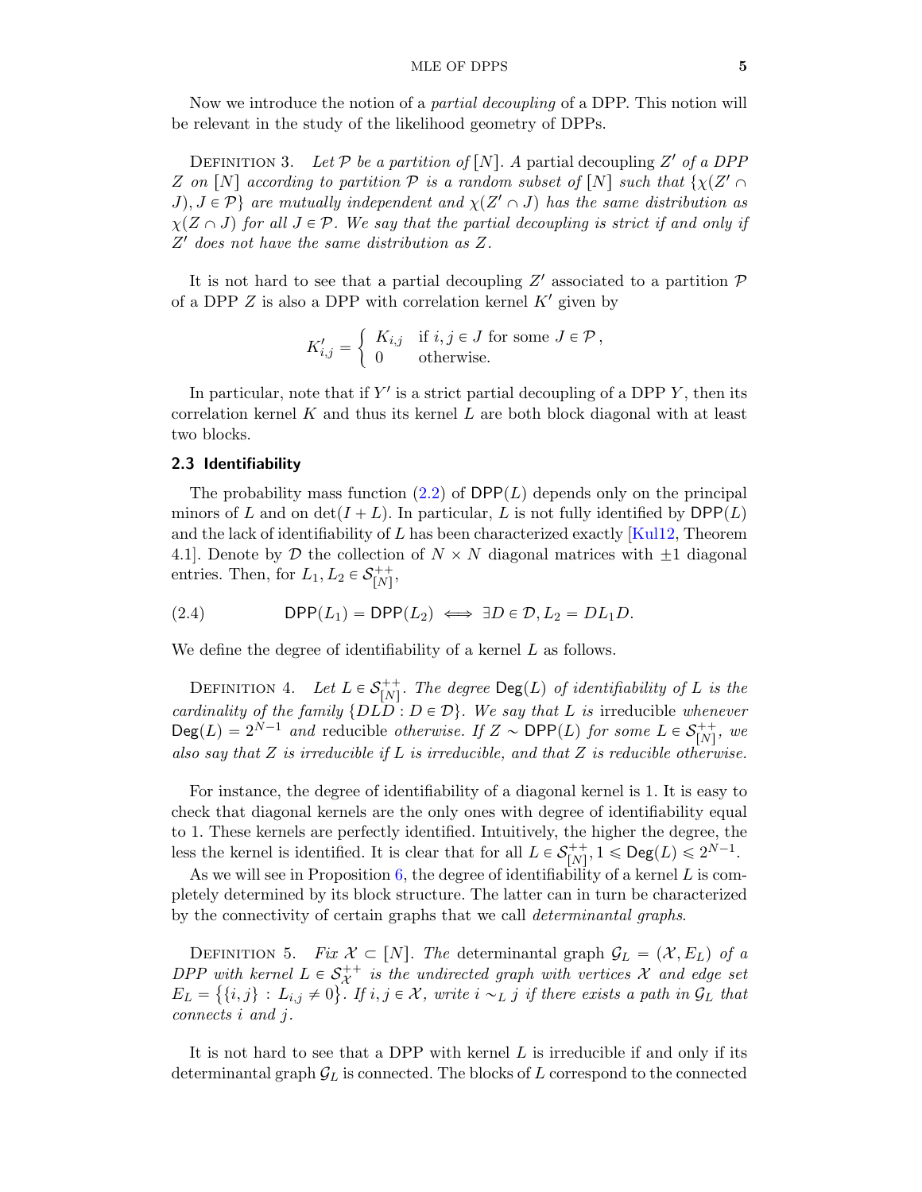Now we introduce the notion of a *partial decoupling* of a DPP. This notion will be relevant in the study of the likelihood geometry of DPPs.

Definition 3. *Let $\mathcal{P}$ be a partition of $[N]$. A* partial decoupling *$Z'$ of a DPP $Z$ on $[N]$ according to partition $\mathcal{P}$ is a random subset of $[N]$ such that $\{\chi(Z' \cap J), J \in \mathcal{P}\}$ are mutually independent and $\chi(Z' \cap J)$ has the same distribution as $\chi(Z \cap J)$ for all $J \in \mathcal{P}$. We say that the partial decoupling is strict if and only if $Z'$ does not have the same distribution as $Z$.*

It is not hard to see that a partial decoupling $Z'$ associated to a partition $\mathcal{P}$ of a DPP $Z$ is also a DPP with correlation kernel $K'$ given by

$$K'_{i,j} = \begin{cases} K_{i,j} & \text{if } i,j \in J \text{ for some } J \in \mathcal{P}\,, \\ 0 & \text{otherwise.} \end{cases}$$

In particular, note that if $Y'$ is a strict partial decoupling of a DPP $Y$, then its correlation kernel $K$ and thus its kernel $L$ are both block diagonal with at least two blocks.

### 2.3 Identifiability

The probability mass function (2.2) of $\mathsf{DPP}(L)$ depends only on the principal minors of $L$ and on $\det(I+L)$. In particular, $L$ is not fully identified by $\mathsf{DPP}(L)$ and the lack of identifiability of $L$ has been characterized exactly [Kul12, Theorem 4.1]. Denote by $\mathcal{D}$ the collection of $N \times N$ diagonal matrices with $\pm 1$ diagonal entries. Then, for $L_1, L_2 \in \mathcal{S}^{++}_{[N]}$,

$$\mathsf{DPP}(L_1) = \mathsf{DPP}(L_2) \iff \exists D \in \mathcal{D}, L_2 = DL_1D. \tag{2.4}$$

We define the degree of identifiability of a kernel $L$ as follows.

Definition 4. *Let $L \in \mathcal{S}^{++}_{[N]}$. The degree $\mathsf{Deg}(L)$ of identifiability of $L$ is the cardinality of the family $\{DLD : D \in \mathcal{D}\}$. We say that $L$ is* irreducible *whenever $\mathsf{Deg}(L) = 2^{N-1}$ and* reducible *otherwise. If $Z \sim \mathsf{DPP}(L)$ for some $L \in \mathcal{S}^{++}_{[N]}$, we also say that $Z$ is irreducible if $L$ is irreducible, and that $Z$ is reducible otherwise.*

For instance, the degree of identifiability of a diagonal kernel is 1. It is easy to check that diagonal kernels are the only ones with degree of identifiability equal to 1. These kernels are perfectly identified. Intuitively, the higher the degree, the less the kernel is identified. It is clear that for all $L \in \mathcal{S}^{++}_{[N]}, 1 \leqslant \mathsf{Deg}(L) \leqslant 2^{N-1}$.

As we will see in Proposition 6, the degree of identifiability of a kernel $L$ is completely determined by its block structure. The latter can in turn be characterized by the connectivity of certain graphs that we call *determinantal graphs*.

Definition 5. *Fix $\mathcal{X} \subset [N]$. The* determinantal graph *$\mathcal{G}_L = (\mathcal{X}, E_L)$ of a DPP with kernel $L \in \mathcal{S}^{++}_{\mathcal{X}}$ is the undirected graph with vertices $\mathcal{X}$ and edge set $E_L = \big\{\{i,j\} : L_{i,j} \neq 0\big\}$. If $i,j \in \mathcal{X}$, write $i \sim_L j$ if there exists a path in $\mathcal{G}_L$ that connects $i$ and $j$.*

It is not hard to see that a DPP with kernel $L$ is irreducible if and only if its determinantal graph $\mathcal{G}_L$ is connected. The blocks of $L$ correspond to the connected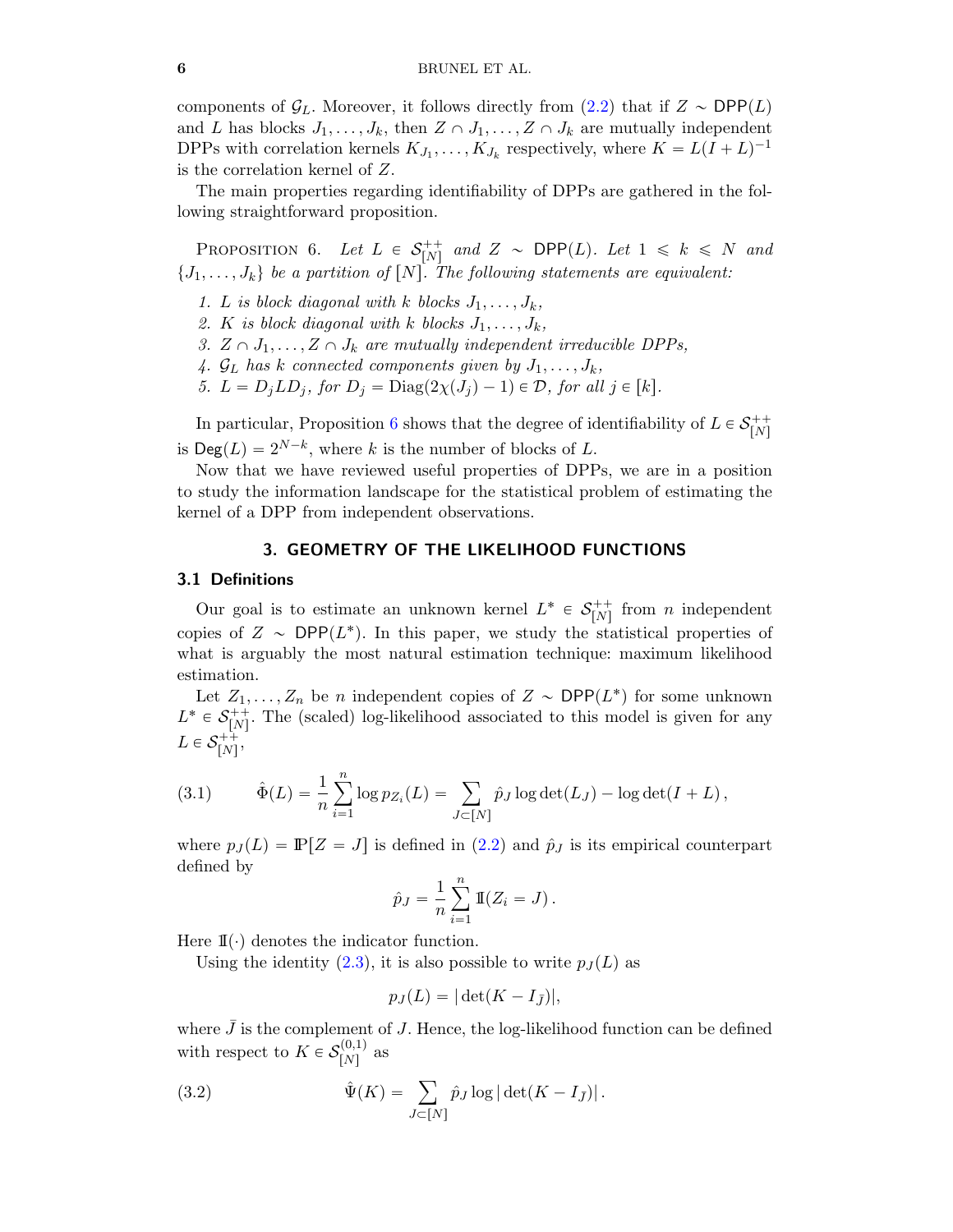components of $\mathcal{G}_L$. Moreover, it follows directly from (2.2) that if $Z \sim \mathsf{DPP}(L)$ and $L$ has blocks $J_1, \ldots, J_k$, then $Z \cap J_1, \ldots, Z \cap J_k$ are mutually independent DPPs with correlation kernels $K_{J_1}, \ldots, K_{J_k}$ respectively, where $K = L(I+L)^{-1}$ is the correlation kernel of $Z$.

The main properties regarding identifiability of DPPs are gathered in the following straightforward proposition.

Proposition 6. *Let $L \in \mathcal{S}_{[N]}^{++}$ and $Z \sim \mathsf{DPP}(L)$. Let $1 \leqslant k \leqslant N$ and $\{J_1, \ldots, J_k\}$ be a partition of $[N]$. The following statements are equivalent:*

1. *$L$ is block diagonal with $k$ blocks $J_1, \ldots, J_k$,*
2. *$K$ is block diagonal with $k$ blocks $J_1, \ldots, J_k$,*
3. *$Z \cap J_1, \ldots, Z \cap J_k$ are mutually independent irreducible DPPs,*
4. *$\mathcal{G}_L$ has $k$ connected components given by $J_1, \ldots, J_k$,*
5. *$L = D_j L D_j$, for $D_j = \mathrm{Diag}(2\chi(J_j) - 1) \in \mathcal{D}$, for all $j \in [k]$.*

In particular, Proposition 6 shows that the degree of identifiability of $L \in \mathcal{S}_{[N]}^{++}$ is $\mathsf{Deg}(L) = 2^{N-k}$, where $k$ is the number of blocks of $L$.

Now that we have reviewed useful properties of DPPs, we are in a position to study the information landscape for the statistical problem of estimating the kernel of a DPP from independent observations.

## 3. GEOMETRY OF THE LIKELIHOOD FUNCTIONS

### 3.1 Definitions

Our goal is to estimate an unknown kernel $L^* \in \mathcal{S}_{[N]}^{++}$ from $n$ independent copies of $Z \sim \mathsf{DPP}(L^*)$. In this paper, we study the statistical properties of what is arguably the most natural estimation technique: maximum likelihood estimation.

Let $Z_1, \ldots, Z_n$ be $n$ independent copies of $Z \sim \mathsf{DPP}(L^*)$ for some unknown $L^* \in \mathcal{S}_{[N]}^{++}$. The (scaled) log-likelihood associated to this model is given for any $L \in \mathcal{S}_{[N]}^{++}$,

$$
\hat{\Phi}(L) = \frac{1}{n} \sum_{i=1}^{n} \log p_{Z_i}(L) = \sum_{J \subset [N]} \hat{p}_J \log \det(L_J) - \log \det(I + L)\,, \tag{3.1}
$$

where $p_J(L) = \mathbb{P}[Z = J]$ is defined in (2.2) and $\hat{p}_J$ is its empirical counterpart defined by

$$
\hat{p}_J = \frac{1}{n} \sum_{i=1}^{n} \mathbb{1}(Z_i = J)\,.
$$

Here $\mathbb{1}(\cdot)$ denotes the indicator function.

Using the identity (2.3), it is also possible to write $p_J(L)$ as

$$
p_J(L) = |\det(K - I_{\bar{J}})|,
$$

where $\bar{J}$ is the complement of $J$. Hence, the log-likelihood function can be defined with respect to $K \in \mathcal{S}_{[N]}^{(0,1)}$ as

$$
\hat{\Psi}(K) = \sum_{J \subset [N]} \hat{p}_J \log|\det(K - I_{\bar{J}})|\,. \tag{3.2}
$$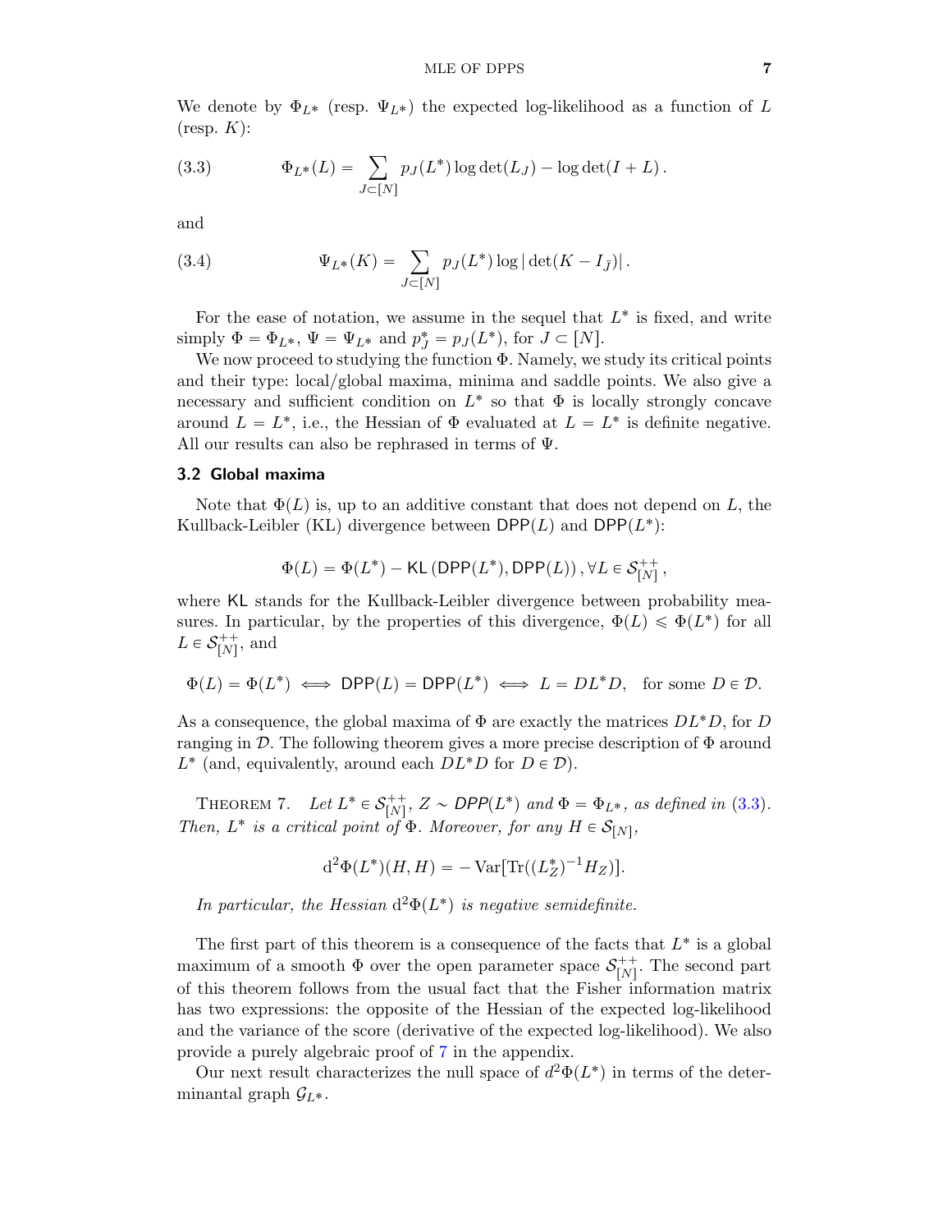We denote by $\Phi_{L^*}$ (resp. $\Psi_{L^*}$) the expected log-likelihood as a function of $L$ (resp. $K$):

$$\Phi_{L^*}(L) = \sum_{J \subset [N]} p_J(L^*) \log \det(L_J) - \log \det(I + L)\,. \tag{3.3}$$

and

$$\Psi_{L^*}(K) = \sum_{J \subset [N]} p_J(L^*) \log |\det(K - I_{\bar{J}})|\,. \tag{3.4}$$

For the ease of notation, we assume in the sequel that $L^*$ is fixed, and write simply $\Phi = \Phi_{L^*}$, $\Psi = \Psi_{L^*}$ and $p^*_J = p_J(L^*)$, for $J \subset [N]$.

We now proceed to studying the function $\Phi$. Namely, we study its critical points and their type: local/global maxima, minima and saddle points. We also give a necessary and sufficient condition on $L^*$ so that $\Phi$ is locally strongly concave around $L = L^*$, i.e., the Hessian of $\Phi$ evaluated at $L = L^*$ is definite negative. All our results can also be rephrased in terms of $\Psi$.

### 3.2 Global maxima

Note that $\Phi(L)$ is, up to an additive constant that does not depend on $L$, the Kullback-Leibler (KL) divergence between $\mathsf{DPP}(L)$ and $\mathsf{DPP}(L^*)$:

$$\Phi(L) = \Phi(L^*) - \mathsf{KL}\left(\mathsf{DPP}(L^*), \mathsf{DPP}(L)\right), \forall L \in \mathcal{S}^{++}_{[N]}\,,$$

where $\mathsf{KL}$ stands for the Kullback-Leibler divergence between probability measures. In particular, by the properties of this divergence, $\Phi(L) \leqslant \Phi(L^*)$ for all $L \in \mathcal{S}^{++}_{[N]}$, and

$$\Phi(L) = \Phi(L^*) \iff \mathsf{DPP}(L) = \mathsf{DPP}(L^*) \iff L = DL^*D, \quad \text{for some } D \in \mathcal{D}.$$

As a consequence, the global maxima of $\Phi$ are exactly the matrices $DL^*D$, for $D$ ranging in $\mathcal{D}$. The following theorem gives a more precise description of $\Phi$ around $L^*$ (and, equivalently, around each $DL^*D$ for $D \in \mathcal{D}$).

Theorem 7. *Let $L^* \in \mathcal{S}^{++}_{[N]}$, $Z \sim \mathsf{DPP}(L^*)$ and $\Phi = \Phi_{L^*}$, as defined in (3.3). Then, $L^*$ is a critical point of $\Phi$. Moreover, for any $H \in \mathcal{S}_{[N]}$,*

$$\mathrm{d}^2\Phi(L^*)(H, H) = -\operatorname{Var}[\operatorname{Tr}((L^*_Z)^{-1} H_Z)].$$

*In particular, the Hessian $\mathrm{d}^2\Phi(L^*)$ is negative semidefinite.*

The first part of this theorem is a consequence of the facts that $L^*$ is a global maximum of a smooth $\Phi$ over the open parameter space $\mathcal{S}^{++}_{[N]}$. The second part of this theorem follows from the usual fact that the Fisher information matrix has two expressions: the opposite of the Hessian of the expected log-likelihood and the variance of the score (derivative of the expected log-likelihood). We also provide a purely algebraic proof of 7 in the appendix.

Our next result characterizes the null space of $d^2\Phi(L^*)$ in terms of the determinantal graph $\mathcal{G}_{L^*}$.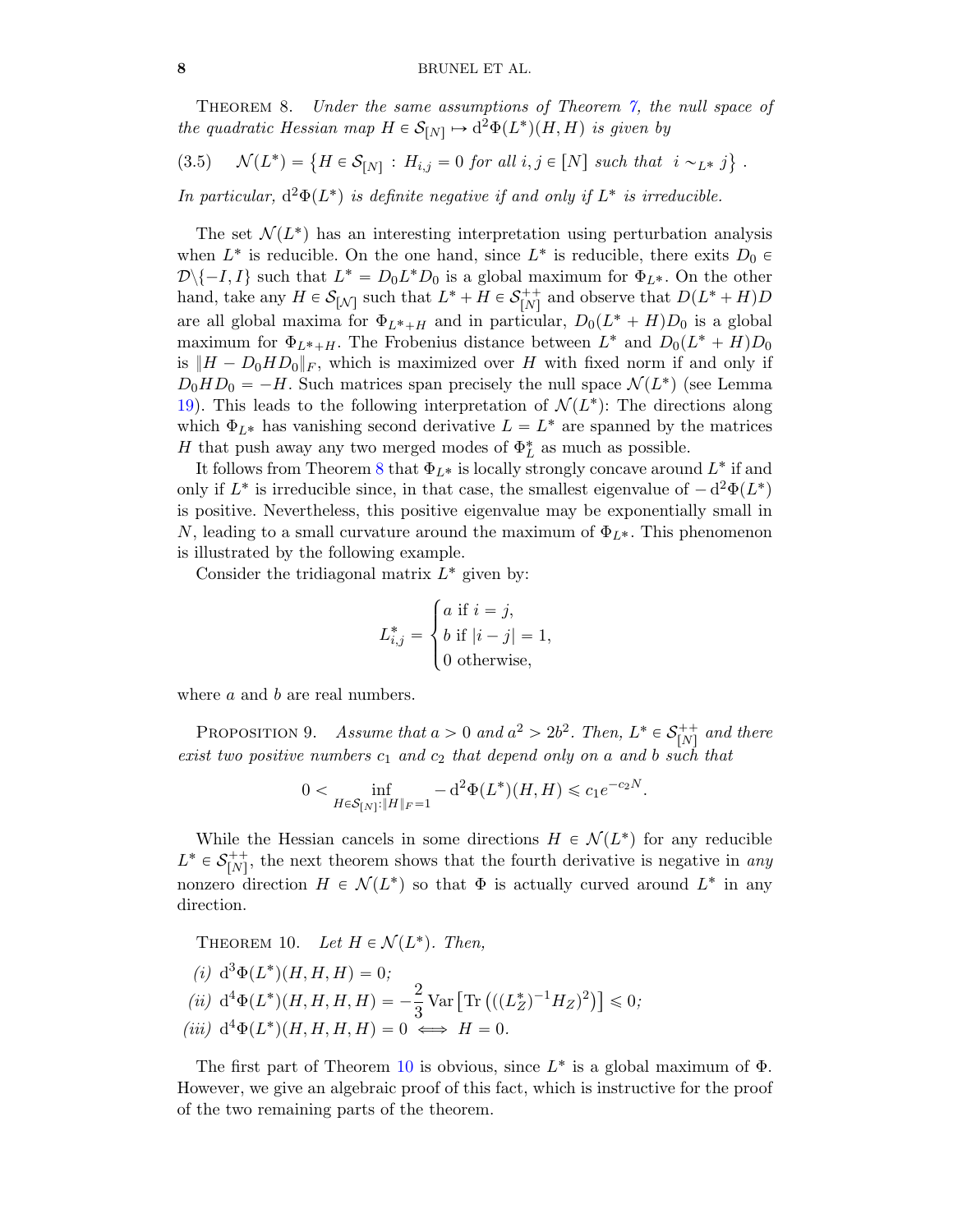THEOREM 8. *Under the same assumptions of Theorem 7, the null space of the quadratic Hessian map $H \in \mathcal{S}_{[N]} \mapsto \mathrm{d}^2\Phi(L^*)(H,H)$ is given by*

$$\mathcal{N}(L^*) = \left\{ H \in \mathcal{S}_{[N]} \,:\, H_{i,j} = 0 \text{ for all } i,j \in [N] \text{ such that } \; i \sim_{L^*} j \right\} . \tag{3.5}$$

*In particular, $\mathrm{d}^2\Phi(L^*)$ is definite negative if and only if $L^*$ is irreducible.*

The set $\mathcal{N}(L^*)$ has an interesting interpretation using perturbation analysis when $L^*$ is reducible. On the one hand, since $L^*$ is reducible, there exits $D_0 \in \mathcal{D}\backslash\{-I, I\}$ such that $L^* = D_0 L^* D_0$ is a global maximum for $\Phi_{L^*}$. On the other hand, take any $H \in \mathcal{S}_{[N]}$ such that $L^* + H \in \mathcal{S}_{[N]}^{++}$ and observe that $D(L^* + H)D$ are all global maxima for $\Phi_{L^*+H}$ and in particular, $D_0(L^* + H)D_0$ is a global maximum for $\Phi_{L^*+H}$. The Frobenius distance between $L^*$ and $D_0(L^* + H)D_0$ is $\|H - D_0 H D_0\|_F$, which is maximized over $H$ with fixed norm if and only if $D_0 H D_0 = -H$. Such matrices span precisely the null space $\mathcal{N}(L^*)$ (see Lemma 19). This leads to the following interpretation of $\mathcal{N}(L^*)$: The directions along which $\Phi_{L^*}$ has vanishing second derivative $L = L^*$ are spanned by the matrices $H$ that push away any two merged modes of $\Phi_L^*$ as much as possible.

It follows from Theorem 8 that $\Phi_{L^*}$ is locally strongly concave around $L^*$ if and only if $L^*$ is irreducible since, in that case, the smallest eigenvalue of $-\mathrm{d}^2\Phi(L^*)$ is positive. Nevertheless, this positive eigenvalue may be exponentially small in $N$, leading to a small curvature around the maximum of $\Phi_{L^*}$. This phenomenon is illustrated by the following example.

Consider the tridiagonal matrix $L^*$ given by:

$$L^*_{i,j} = \begin{cases} a \text{ if } i = j, \\ b \text{ if } |i - j| = 1, \\ 0 \text{ otherwise}, \end{cases}$$

where $a$ and $b$ are real numbers.

PROPOSITION 9. *Assume that $a > 0$ and $a^2 > 2b^2$. Then, $L^* \in \mathcal{S}_{[N]}^{++}$ and there exist two positive numbers $c_1$ and $c_2$ that depend only on $a$ and $b$ such that*

$$0 < \inf_{H \in \mathcal{S}_{[N]} : \|H\|_F = 1} -\mathrm{d}^2\Phi(L^*)(H,H) \leqslant c_1 e^{-c_2 N}.$$

While the Hessian cancels in some directions $H \in \mathcal{N}(L^*)$ for any reducible $L^* \in \mathcal{S}_{[N]}^{++}$, the next theorem shows that the fourth derivative is negative in *any* nonzero direction $H \in \mathcal{N}(L^*)$ so that $\Phi$ is actually curved around $L^*$ in any direction.

THEOREM 10. *Let $H \in \mathcal{N}(L^*)$. Then,*

*(i)* $\mathrm{d}^3\Phi(L^*)(H,H,H) = 0$;

*(ii)* $\mathrm{d}^4\Phi(L^*)(H,H,H,H) = -\dfrac{2}{3}\operatorname{Var}\left[\operatorname{Tr}\left(((L_Z^*)^{-1}H_Z)^2\right)\right] \leqslant 0$;

*(iii)* $\mathrm{d}^4\Phi(L^*)(H,H,H,H) = 0 \iff H = 0.$

The first part of Theorem 10 is obvious, since $L^*$ is a global maximum of $\Phi$. However, we give an algebraic proof of this fact, which is instructive for the proof of the two remaining parts of the theorem.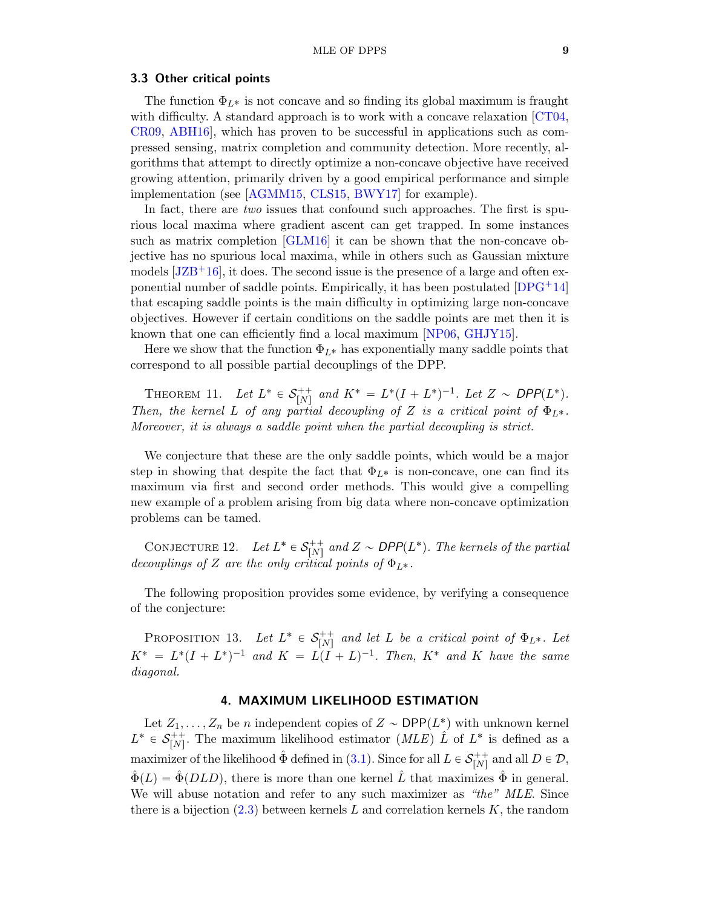### 3.3 Other critical points

The function $\Phi_{L^*}$ is not concave and so finding its global maximum is fraught with difficulty. A standard approach is to work with a concave relaxation [CT04, CR09, ABH16], which has proven to be successful in applications such as compressed sensing, matrix completion and community detection. More recently, algorithms that attempt to directly optimize a non-concave objective have received growing attention, primarily driven by a good empirical performance and simple implementation (see [AGMM15, CLS15, BWY17] for example).

In fact, there are *two* issues that confound such approaches. The first is spurious local maxima where gradient ascent can get trapped. In some instances such as matrix completion [GLM16] it can be shown that the non-concave objective has no spurious local maxima, while in others such as Gaussian mixture models [JZB+16], it does. The second issue is the presence of a large and often exponential number of saddle points. Empirically, it has been postulated [DPG+14] that escaping saddle points is the main difficulty in optimizing large non-concave objectives. However if certain conditions on the saddle points are met then it is known that one can efficiently find a local maximum [NP06, GHJY15].

Here we show that the function $\Phi_{L^*}$ has exponentially many saddle points that correspond to all possible partial decouplings of the DPP.

THEOREM 11. *Let $L^* \in \mathcal{S}_{[N]}^{++}$ and $K^* = L^*(I + L^*)^{-1}$. Let $Z \sim \mathsf{DPP}(L^*)$. Then, the kernel $L$ of any partial decoupling of $Z$ is a critical point of $\Phi_{L^*}$. Moreover, it is always a saddle point when the partial decoupling is strict.*

We conjecture that these are the only saddle points, which would be a major step in showing that despite the fact that $\Phi_{L^*}$ is non-concave, one can find its maximum via first and second order methods. This would give a compelling new example of a problem arising from big data where non-concave optimization problems can be tamed.

CONJECTURE 12. *Let $L^* \in \mathcal{S}_{[N]}^{++}$ and $Z \sim \mathsf{DPP}(L^*)$. The kernels of the partial decouplings of $Z$ are the only critical points of $\Phi_{L^*}$.*

The following proposition provides some evidence, by verifying a consequence of the conjecture:

PROPOSITION 13. *Let $L^* \in \mathcal{S}_{[N]}^{++}$ and let $L$ be a critical point of $\Phi_{L^*}$. Let $K^* = L^*(I + L^*)^{-1}$ and $K = L(I + L)^{-1}$. Then, $K^*$ and $K$ have the same diagonal.*

## 4. MAXIMUM LIKELIHOOD ESTIMATION

Let $Z_1, \ldots, Z_n$ be $n$ independent copies of $Z \sim \mathsf{DPP}(L^*)$ with unknown kernel $L^* \in \mathcal{S}_{[N]}^{++}$. The maximum likelihood estimator (*MLE*) $\hat{L}$ of $L^*$ is defined as a maximizer of the likelihood $\hat{\Phi}$ defined in (3.1). Since for all $L \in \mathcal{S}_{[N]}^{++}$ and all $D \in \mathcal{D}$, $\hat{\Phi}(L) = \hat{\Phi}(DLD)$, there is more than one kernel $\hat{L}$ that maximizes $\hat{\Phi}$ in general. We will abuse notation and refer to any such maximizer as *"the" MLE*. Since there is a bijection (2.3) between kernels $L$ and correlation kernels $K$, the random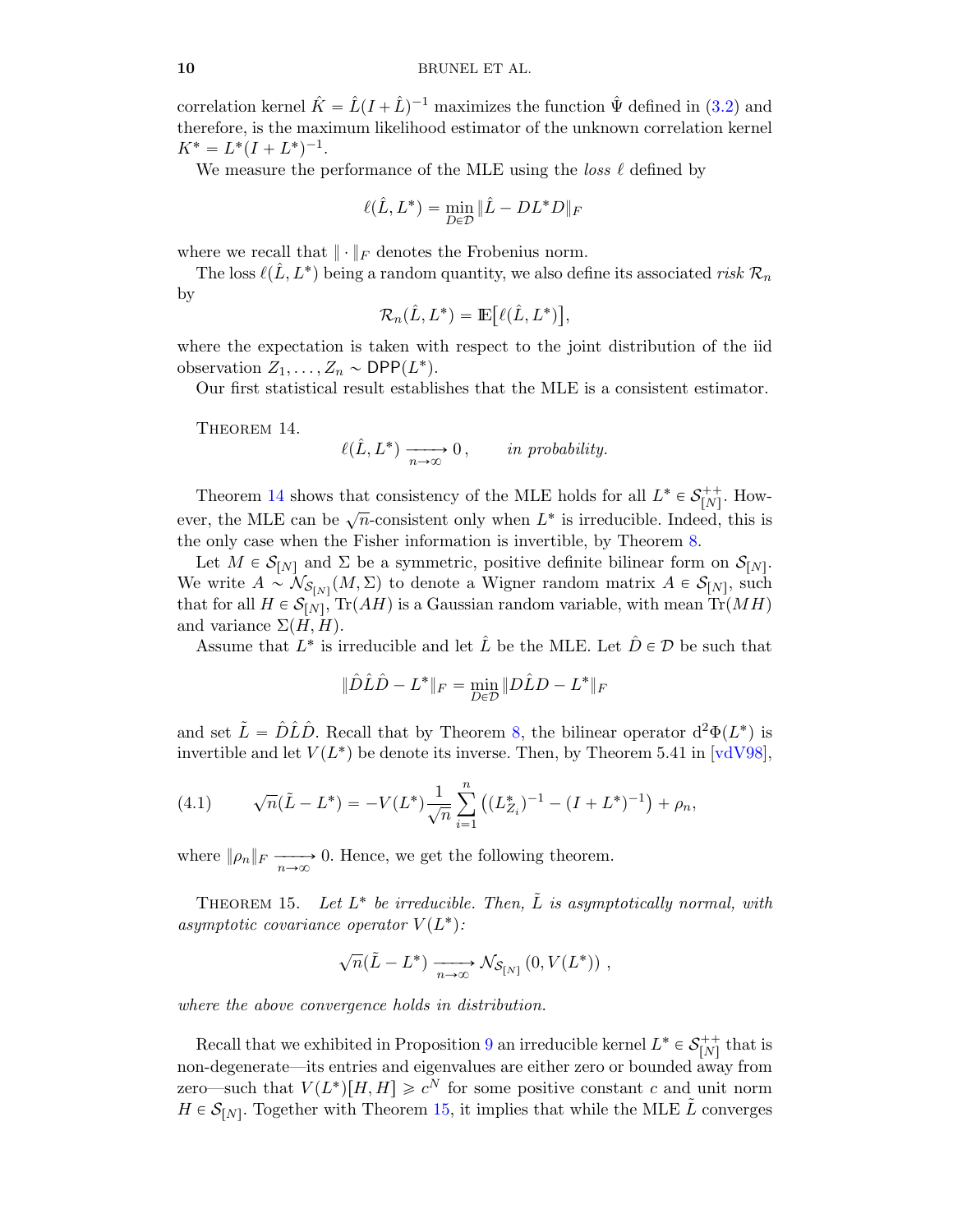correlation kernel $\hat{K} = \hat{L}(I+\hat{L})^{-1}$ maximizes the function $\hat{\Psi}$ defined in (3.2) and therefore, is the maximum likelihood estimator of the unknown correlation kernel $K^* = L^*(I+L^*)^{-1}$.

We measure the performance of the MLE using the *loss* $\ell$ defined by

$$\ell(\hat{L}, L^*) = \min_{D \in \mathcal{D}} \|\hat{L} - DL^*D\|_F$$

where we recall that $\|\cdot\|_F$ denotes the Frobenius norm.

The loss $\ell(\hat{L}, L^*)$ being a random quantity, we also define its associated *risk* $\mathcal{R}_n$ by

$$\mathcal{R}_n(\hat{L}, L^*) = \mathbb{E}\big[\ell(\hat{L}, L^*)\big],$$

where the expectation is taken with respect to the joint distribution of the iid observation $Z_1, \ldots, Z_n \sim \mathsf{DPP}(L^*)$.

Our first statistical result establishes that the MLE is a consistent estimator.

THEOREM 14.

$$\ell(\hat{L}, L^*) \xrightarrow[n\to\infty]{} 0\,, \qquad \textit{in probability.}$$

Theorem 14 shows that consistency of the MLE holds for all $L^* \in \mathcal{S}_{[N]}^{++}$. However, the MLE can be $\sqrt{n}$-consistent only when $L^*$ is irreducible. Indeed, this is the only case when the Fisher information is invertible, by Theorem 8.

Let $M \in \mathcal{S}_{[N]}$ and $\Sigma$ be a symmetric, positive definite bilinear form on $\mathcal{S}_{[N]}$. We write $A \sim \mathcal{N}_{\mathcal{S}_{[N]}}(M, \Sigma)$ to denote a Wigner random matrix $A \in \mathcal{S}_{[N]}$, such that for all $H \in \mathcal{S}_{[N]}$, $\mathrm{Tr}(AH)$ is a Gaussian random variable, with mean $\mathrm{Tr}(MH)$ and variance $\Sigma(H, H)$.

Assume that $L^*$ is irreducible and let $\hat{L}$ be the MLE. Let $\hat{D} \in \mathcal{D}$ be such that

$$\|\hat{D}\hat{L}\hat{D} - L^*\|_F = \min_{D \in \mathcal{D}} \|D\hat{L}D - L^*\|_F$$

and set $\tilde{L} = \hat{D}\hat{L}\hat{D}$. Recall that by Theorem 8, the bilinear operator $\mathrm{d}^2\Phi(L^*)$ is invertible and let $V(L^*)$ be denote its inverse. Then, by Theorem 5.41 in [vdV98],

$$\sqrt{n}(\tilde{L} - L^*) = -V(L^*)\frac{1}{\sqrt{n}}\sum_{i=1}^{n}\big((L^*_{Z_i})^{-1} - (I+L^*)^{-1}\big) + \rho_n, \tag{4.1}$$

where $\|\rho_n\|_F \xrightarrow[n\to\infty]{} 0$. Hence, we get the following theorem.

THEOREM 15. *Let $L^*$ be irreducible. Then, $\tilde{L}$ is asymptotically normal, with asymptotic covariance operator $V(L^*)$:*

$$\sqrt{n}(\tilde{L} - L^*) \xrightarrow[n\to\infty]{} \mathcal{N}_{\mathcal{S}_{[N]}}\left(0, V(L^*)\right)\,,$$

*where the above convergence holds in distribution.*

Recall that we exhibited in Proposition 9 an irreducible kernel $L^* \in \mathcal{S}_{[N]}^{++}$ that is non-degenerate—its entries and eigenvalues are either zero or bounded away from zero—such that $V(L^*)[H, H] \geqslant c^N$ for some positive constant $c$ and unit norm $H \in \mathcal{S}_{[N]}$. Together with Theorem 15, it implies that while the MLE $\tilde{L}$ converges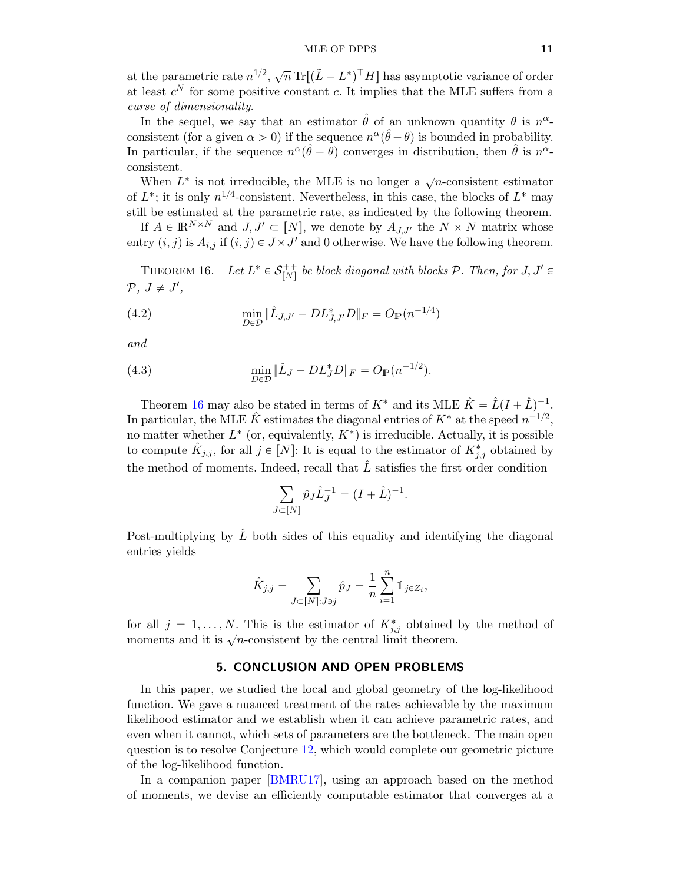at the parametric rate $n^{1/2}$, $\sqrt{n}\,\mathrm{Tr}[(\tilde{L}-L^*)^\top H]$ has asymptotic variance of order at least $c^N$ for some positive constant $c$. It implies that the MLE suffers from a *curse of dimensionality*.

In the sequel, we say that an estimator $\hat{\theta}$ of an unknown quantity $\theta$ is $n^\alpha$-consistent (for a given $\alpha > 0$) if the sequence $n^\alpha(\hat{\theta}-\theta)$ is bounded in probability. In particular, if the sequence $n^\alpha(\hat{\theta}-\theta)$ converges in distribution, then $\hat{\theta}$ is $n^\alpha$-consistent.

When $L^*$ is not irreducible, the MLE is no longer a $\sqrt{n}$-consistent estimator of $L^*$; it is only $n^{1/4}$-consistent. Nevertheless, in this case, the blocks of $L^*$ may still be estimated at the parametric rate, as indicated by the following theorem.

If $A \in \mathbb{R}^{N\times N}$ and $J, J' \subset [N]$, we denote by $A_{J,J'}$ the $N \times N$ matrix whose entry $(i,j)$ is $A_{i,j}$ if $(i,j) \in J \times J'$ and 0 otherwise. We have the following theorem.

THEOREM 16. *Let $L^* \in \mathcal{S}_{[N]}^{++}$ be block diagonal with blocks $\mathcal{P}$. Then, for $J, J' \in \mathcal{P}$, $J \neq J'$,*

$$\min_{D\in\mathcal{D}} \|\hat{L}_{J,J'} - DL^*_{J,J'}D\|_F = O_{\mathbb{P}}(n^{-1/4}) \tag{4.2}$$

*and*

$$\min_{D\in\mathcal{D}} \|\hat{L}_{J} - DL^*_{J}D\|_F = O_{\mathbb{P}}(n^{-1/2}). \tag{4.3}$$

Theorem 16 may also be stated in terms of $K^*$ and its MLE $\hat{K} = \hat{L}(I+\hat{L})^{-1}$. In particular, the MLE $\hat{K}$ estimates the diagonal entries of $K^*$ at the speed $n^{-1/2}$, no matter whether $L^*$ (or, equivalently, $K^*$) is irreducible. Actually, it is possible to compute $\hat{K}_{j,j}$, for all $j \in [N]$: It is equal to the estimator of $K^*_{j,j}$ obtained by the method of moments. Indeed, recall that $\hat{L}$ satisfies the first order condition

$$\sum_{J\subset[N]} \hat{p}_J \hat{L}_J^{-1} = (I+\hat{L})^{-1}.$$

Post-multiplying by $\hat{L}$ both sides of this equality and identifying the diagonal entries yields

$$\hat{K}_{j,j} = \sum_{J\subset[N]:J\ni j} \hat{p}_J = \frac{1}{n}\sum_{i=1}^{n} \mathbb{1}_{j\in Z_i},$$

for all $j = 1,\ldots,N$. This is the estimator of $K^*_{j,j}$ obtained by the method of moments and it is $\sqrt{n}$-consistent by the central limit theorem.

## 5. CONCLUSION AND OPEN PROBLEMS

In this paper, we studied the local and global geometry of the log-likelihood function. We gave a nuanced treatment of the rates achievable by the maximum likelihood estimator and we establish when it can achieve parametric rates, and even when it cannot, which sets of parameters are the bottleneck. The main open question is to resolve Conjecture 12, which would complete our geometric picture of the log-likelihood function.

In a companion paper [BMRU17], using an approach based on the method of moments, we devise an efficiently computable estimator that converges at a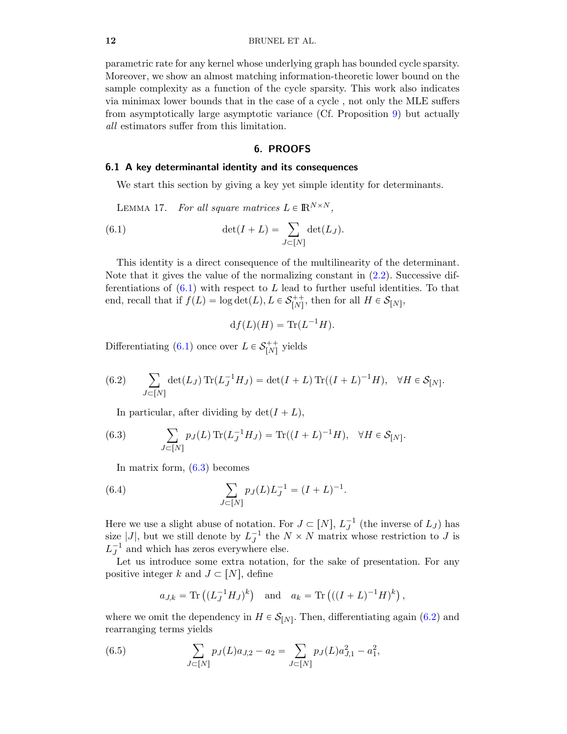parametric rate for any kernel whose underlying graph has bounded cycle sparsity. Moreover, we show an almost matching information-theoretic lower bound on the sample complexity as a function of the cycle sparsity. This work also indicates via minimax lower bounds that in the case of a cycle , not only the MLE suffers from asymptotically large asymptotic variance (Cf. Proposition 9) but actually *all* estimators suffer from this limitation.

## 6. PROOFS

### 6.1 A key determinantal identity and its consequences

We start this section by giving a key yet simple identity for determinants.

LEMMA 17. *For all square matrices $L \in \mathbb{R}^{N\times N}$,*

$$\det(I+L) = \sum_{J\subset[N]} \det(L_J). \tag{6.1}$$

This identity is a direct consequence of the multilinearity of the determinant. Note that it gives the value of the normalizing constant in (2.2). Successive differentiations of (6.1) with respect to $L$ lead to further useful identities. To that end, recall that if $f(L) = \log\det(L), L \in \mathcal{S}_{[N]}^{++}$, then for all $H \in \mathcal{S}_{[N]}$,

$$\mathrm{d}f(L)(H) = \mathrm{Tr}(L^{-1}H).$$

Differentiating (6.1) once over $L \in \mathcal{S}_{[N]}^{++}$ yields

$$\sum_{J\subset[N]} \det(L_J)\,\mathrm{Tr}(L_J^{-1}H_J) = \det(I+L)\,\mathrm{Tr}((I+L)^{-1}H), \quad \forall H \in \mathcal{S}_{[N]}. \tag{6.2}$$

In particular, after dividing by $\det(I+L)$,

$$\sum_{J\subset[N]} p_J(L)\,\mathrm{Tr}(L_J^{-1}H_J) = \mathrm{Tr}((I+L)^{-1}H), \quad \forall H \in \mathcal{S}_{[N]}. \tag{6.3}$$

In matrix form, (6.3) becomes

$$\sum_{J\subset[N]} p_J(L) L_J^{-1} = (I+L)^{-1}. \tag{6.4}$$

Here we use a slight abuse of notation. For $J \subset [N]$, $L_J^{-1}$ (the inverse of $L_J$) has size $|J|$, but we still denote by $L_J^{-1}$ the $N \times N$ matrix whose restriction to $J$ is $L_J^{-1}$ and which has zeros everywhere else.

Let us introduce some extra notation, for the sake of presentation. For any positive integer $k$ and $J \subset [N]$, define

$$a_{J,k} = \mathrm{Tr}\left((L_J^{-1}H_J)^k\right) \quad \text{and} \quad a_k = \mathrm{Tr}\left(((I+L)^{-1}H)^k\right),$$

where we omit the dependency in $H \in \mathcal{S}_{[N]}$. Then, differentiating again (6.2) and rearranging terms yields

$$\sum_{J\subset[N]} p_J(L) a_{J,2} - a_2 = \sum_{J\subset[N]} p_J(L) a_{J,1}^2 - a_1^2, \tag{6.5}$$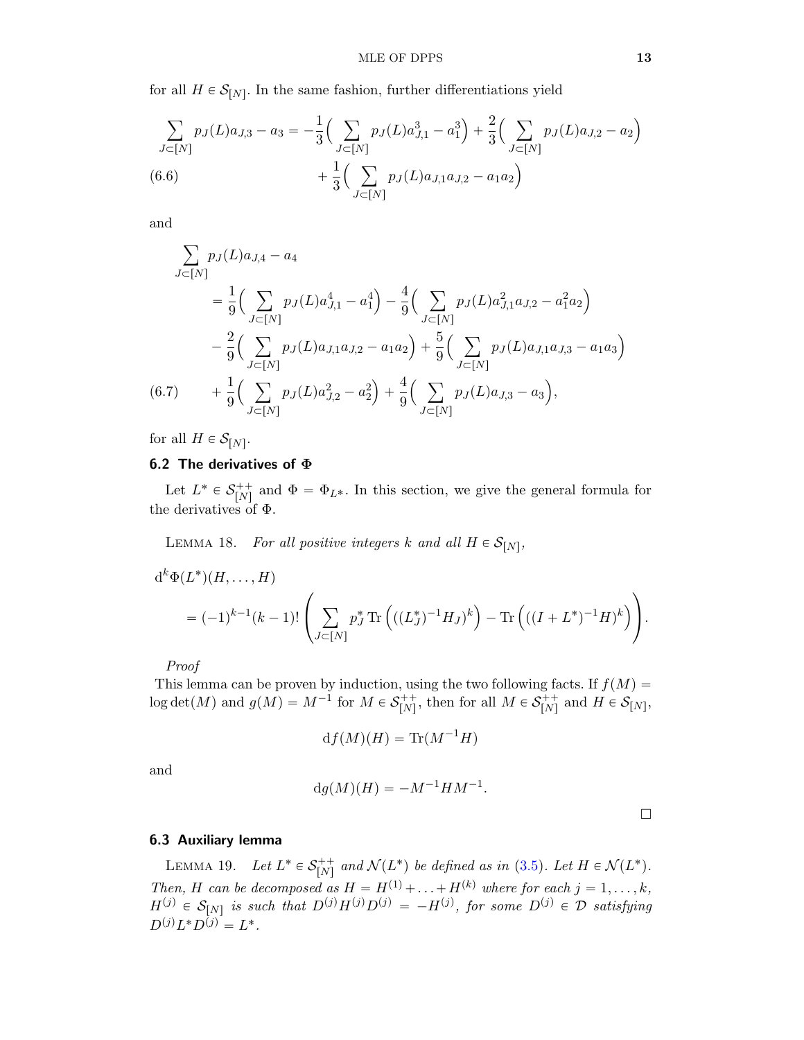for all $H \in \mathcal{S}_{[N]}$. In the same fashion, further differentiations yield

$$
\begin{aligned}
\sum_{J\subset[N]} p_J(L)a_{J,3} - a_3 = &-\frac{1}{3}\Big(\sum_{J\subset[N]} p_J(L)a_{J,1}^3 - a_1^3\Big) + \frac{2}{3}\Big(\sum_{J\subset[N]} p_J(L)a_{J,2} - a_2\Big) \\
&+ \frac{1}{3}\Big(\sum_{J\subset[N]} p_J(L)a_{J,1}a_{J,2} - a_1a_2\Big)
\end{aligned}
\tag{6.6}
$$

and

$$
\begin{aligned}
\sum_{J\subset[N]} &p_J(L)a_{J,4} - a_4 \\
&= \frac{1}{9}\Big(\sum_{J\subset[N]} p_J(L)a_{J,1}^4 - a_1^4\Big) - \frac{4}{9}\Big(\sum_{J\subset[N]} p_J(L)a_{J,1}^2 a_{J,2} - a_1^2a_2\Big) \\
&\quad - \frac{2}{9}\Big(\sum_{J\subset[N]} p_J(L)a_{J,1}a_{J,2} - a_1a_2\Big) + \frac{5}{9}\Big(\sum_{J\subset[N]} p_J(L)a_{J,1}a_{J,3} - a_1a_3\Big) \\
&\quad + \frac{1}{9}\Big(\sum_{J\subset[N]} p_J(L)a_{J,2}^2 - a_2^2\Big) + \frac{4}{9}\Big(\sum_{J\subset[N]} p_J(L)a_{J,3} - a_3\Big),
\end{aligned}
\tag{6.7}
$$

for all $H \in \mathcal{S}_{[N]}$.

## 6.2 The derivatives of $\Phi$

Let $L^* \in \mathcal{S}_{[N]}^{++}$ and $\Phi = \Phi_{L^*}$. In this section, we give the general formula for the derivatives of $\Phi$.

Lemma 18. *For all positive integers $k$ and all $H \in \mathcal{S}_{[N]}$,*

$$
\begin{aligned}
&\mathrm{d}^k\Phi(L^*)(H,\ldots,H) \\
&\quad = (-1)^{k-1}(k-1)!\left(\sum_{J\subset[N]} p_J^* \operatorname{Tr}\left(((L_J^*)^{-1}H_J)^k\right) - \operatorname{Tr}\left(((I+L^*)^{-1}H)^k\right)\right).
\end{aligned}
$$

*Proof*
This lemma can be proven by induction, using the two following facts. If $f(M) = \log\det(M)$ and $g(M) = M^{-1}$ for $M \in \mathcal{S}_{[N]}^{++}$, then for all $M \in \mathcal{S}_{[N]}^{++}$ and $H \in \mathcal{S}_{[N]}$,

$$
\mathrm{d}f(M)(H) = \operatorname{Tr}(M^{-1}H)
$$

and

$$
\mathrm{d}g(M)(H) = -M^{-1}HM^{-1}.
$$

$\square$

## 6.3 Auxiliary lemma

Lemma 19. *Let $L^* \in \mathcal{S}_{[N]}^{++}$ and $\mathcal{N}(L^*)$ be defined as in (3.5). Let $H \in \mathcal{N}(L^*)$. Then, $H$ can be decomposed as $H = H^{(1)} + \ldots + H^{(k)}$ where for each $j = 1,\ldots,k$, $H^{(j)} \in \mathcal{S}_{[N]}$ is such that $D^{(j)}H^{(j)}D^{(j)} = -H^{(j)}$, for some $D^{(j)} \in \mathcal{D}$ satisfying $D^{(j)}L^*D^{(j)} = L^*$.*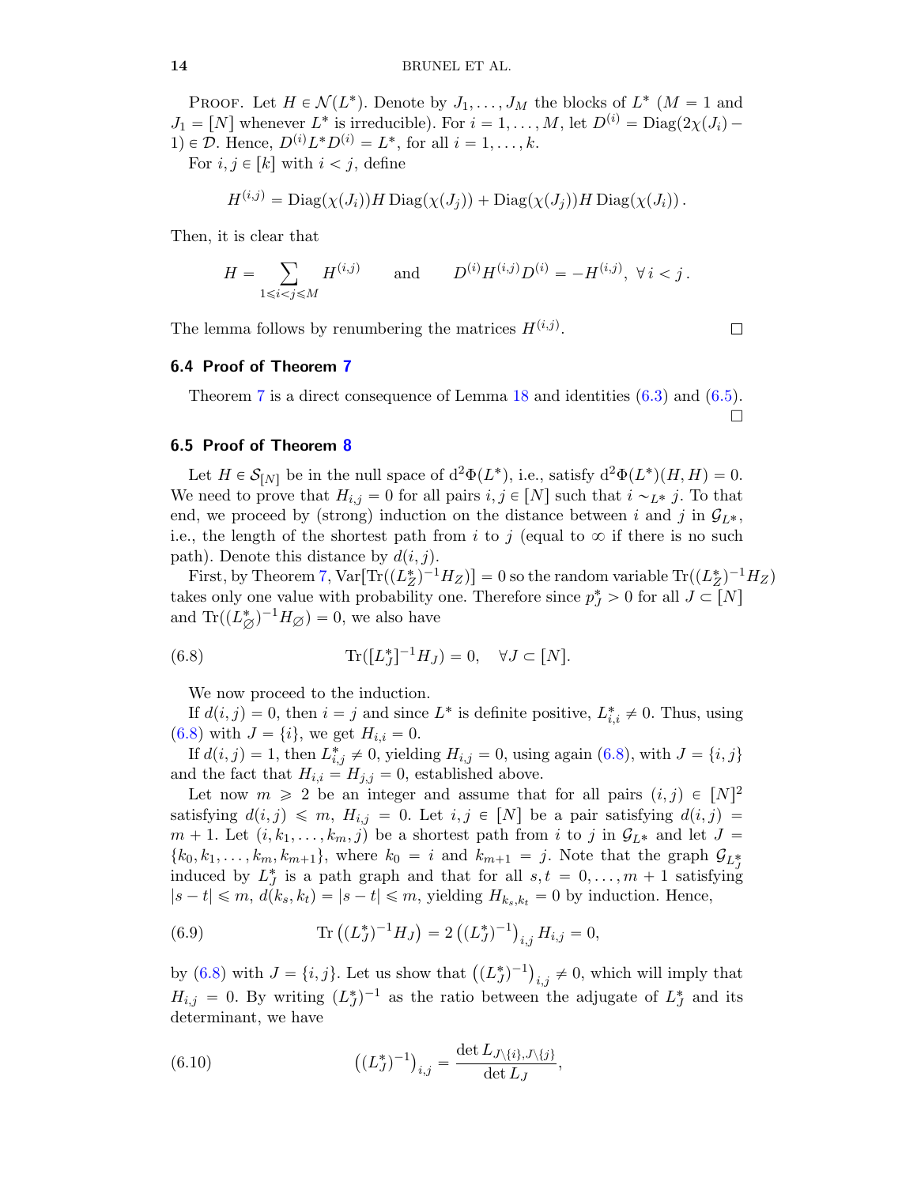PROOF. Let $H \in \mathcal{N}(L^*)$. Denote by $J_1, \ldots, J_M$ the blocks of $L^*$ ($M = 1$ and $J_1 = [N]$ whenever $L^*$ is irreducible). For $i = 1, \ldots, M$, let $D^{(i)} = \mathrm{Diag}(2\chi(J_i) - 1) \in \mathcal{D}$. Hence, $D^{(i)} L^* D^{(i)} = L^*$, for all $i = 1, \ldots, k$.

For $i, j \in [k]$ with $i < j$, define

$$H^{(i,j)} = \mathrm{Diag}(\chi(J_i)) H \,\mathrm{Diag}(\chi(J_j)) + \mathrm{Diag}(\chi(J_j)) H \,\mathrm{Diag}(\chi(J_i))\,.$$

Then, it is clear that

$$H = \sum_{1 \leqslant i < j \leqslant M} H^{(i,j)} \qquad \text{and} \qquad D^{(i)} H^{(i,j)} D^{(i)} = -H^{(i,j)},\ \forall\, i < j\,.$$

The lemma follows by renumbering the matrices $H^{(i,j)}$. □

### 6.4 Proof of Theorem 7

Theorem 7 is a direct consequence of Lemma 18 and identities (6.3) and (6.5). □

### 6.5 Proof of Theorem 8

Let $H \in \mathcal{S}_{[N]}$ be in the null space of $\mathrm{d}^2\Phi(L^*)$, i.e., satisfy $\mathrm{d}^2\Phi(L^*)(H, H) = 0$. We need to prove that $H_{i,j} = 0$ for all pairs $i, j \in [N]$ such that $i \sim_{L^*} j$. To that end, we proceed by (strong) induction on the distance between $i$ and $j$ in $\mathcal{G}_{L^*}$, i.e., the length of the shortest path from $i$ to $j$ (equal to $\infty$ if there is no such path). Denote this distance by $d(i, j)$.

First, by Theorem 7, $\mathrm{Var}[\mathrm{Tr}((L_Z^*)^{-1} H_Z)] = 0$ so the random variable $\mathrm{Tr}((L_Z^*)^{-1} H_Z)$ takes only one value with probability one. Therefore since $p_J^* > 0$ for all $J \subset [N]$ and $\mathrm{Tr}((L_\varnothing^*)^{-1} H_\varnothing) = 0$, we also have

$$\mathrm{Tr}([L_J^*]^{-1} H_J) = 0, \quad \forall J \subset [N]. \tag{6.8}$$

We now proceed to the induction.

If $d(i, j) = 0$, then $i = j$ and since $L^*$ is definite positive, $L_{i,i}^* \neq 0$. Thus, using (6.8) with $J = \{i\}$, we get $H_{i,i} = 0$.

If $d(i, j) = 1$, then $L_{i,j}^* \neq 0$, yielding $H_{i,j} = 0$, using again (6.8), with $J = \{i, j\}$ and the fact that $H_{i,i} = H_{j,j} = 0$, established above.

Let now $m \geqslant 2$ be an integer and assume that for all pairs $(i, j) \in [N]^2$ satisfying $d(i, j) \leqslant m$, $H_{i,j} = 0$. Let $i, j \in [N]$ be a pair satisfying $d(i, j) = m + 1$. Let $(i, k_1, \ldots, k_m, j)$ be a shortest path from $i$ to $j$ in $\mathcal{G}_{L^*}$ and let $J = \{k_0, k_1, \ldots, k_m, k_{m+1}\}$, where $k_0 = i$ and $k_{m+1} = j$. Note that the graph $\mathcal{G}_{L_J^*}$ induced by $L_J^*$ is a path graph and that for all $s, t = 0, \ldots, m + 1$ satisfying $|s - t| \leqslant m$, $d(k_s, k_t) = |s - t| \leqslant m$, yielding $H_{k_s, k_t} = 0$ by induction. Hence,

$$\mathrm{Tr}\left((L_J^*)^{-1} H_J\right) = 2\left((L_J^*)^{-1}\right)_{i,j} H_{i,j} = 0, \tag{6.9}$$

by (6.8) with $J = \{i, j\}$. Let us show that $\left((L_J^*)^{-1}\right)_{i,j} \neq 0$, which will imply that $H_{i,j} = 0$. By writing $(L_J^*)^{-1}$ as the ratio between the adjugate of $L_J^*$ and its determinant, we have

$$\left((L_J^*)^{-1}\right)_{i,j} = \frac{\det L_{J\setminus\{i\}, J\setminus\{j\}}}{\det L_J}, \tag{6.10}$$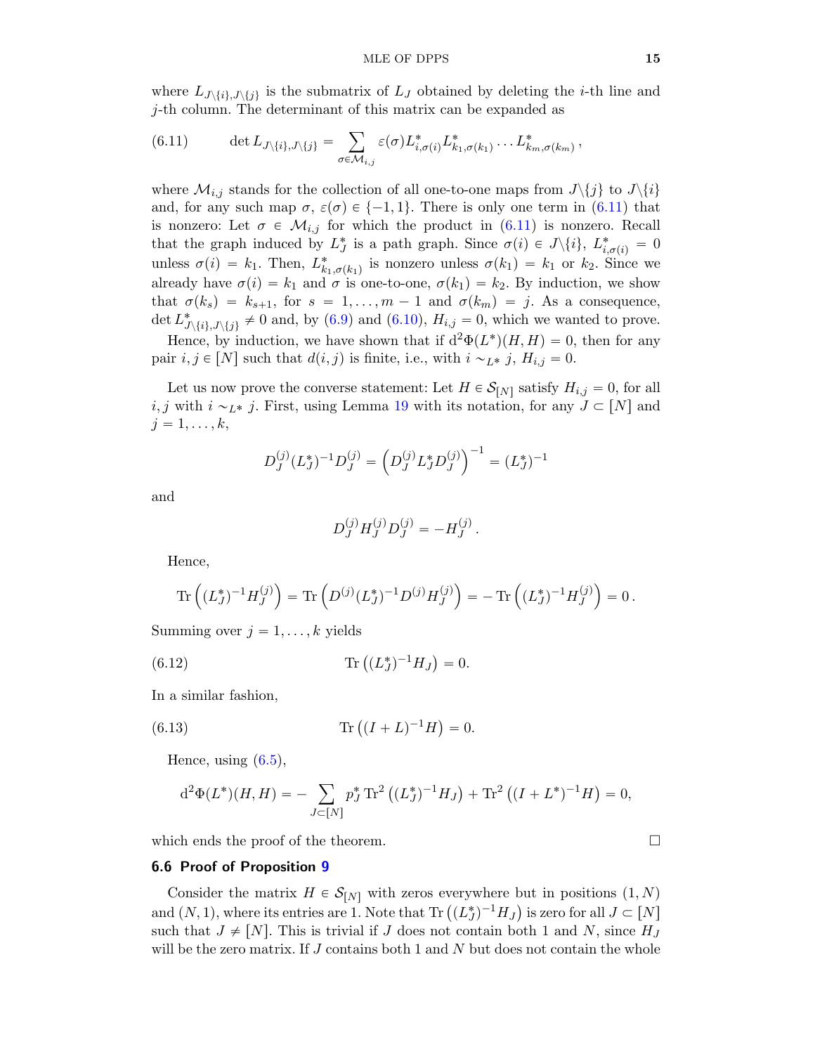where $L_{J\backslash\{i\},J\backslash\{j\}}$ is the submatrix of $L_J$ obtained by deleting the $i$-th line and $j$-th column. The determinant of this matrix can be expanded as

$$\det L_{J\backslash\{i\},J\backslash\{j\}} = \sum_{\sigma \in \mathcal{M}_{i,j}} \varepsilon(\sigma) L^*_{i,\sigma(i)} L^*_{k_1,\sigma(k_1)} \dots L^*_{k_m,\sigma(k_m)}\,, \tag{6.11}$$

where $\mathcal{M}_{i,j}$ stands for the collection of all one-to-one maps from $J\backslash\{j\}$ to $J\backslash\{i\}$ and, for any such map $\sigma$, $\varepsilon(\sigma) \in \{-1, 1\}$. There is only one term in (6.11) that is nonzero: Let $\sigma \in \mathcal{M}_{i,j}$ for which the product in (6.11) is nonzero. Recall that the graph induced by $L^*_J$ is a path graph. Since $\sigma(i) \in J\backslash\{i\}$, $L^*_{i,\sigma(i)} = 0$ unless $\sigma(i) = k_1$. Then, $L^*_{k_1,\sigma(k_1)}$ is nonzero unless $\sigma(k_1) = k_1$ or $k_2$. Since we already have $\sigma(i) = k_1$ and $\sigma$ is one-to-one, $\sigma(k_1) = k_2$. By induction, we show that $\sigma(k_s) = k_{s+1}$, for $s = 1, \dots, m-1$ and $\sigma(k_m) = j$. As a consequence, $\det L^*_{J\backslash\{i\},J\backslash\{j\}} \neq 0$ and, by (6.9) and (6.10), $H_{i,j} = 0$, which we wanted to prove.

Hence, by induction, we have shown that if $\mathrm{d}^2\Phi(L^*)(H,H) = 0$, then for any pair $i, j \in [N]$ such that $d(i,j)$ is finite, i.e., with $i \sim_{L^*} j$, $H_{i,j} = 0$.

Let us now prove the converse statement: Let $H \in \mathcal{S}_{[N]}$ satisfy $H_{i,j} = 0$, for all $i, j$ with $i \sim_{L^*} j$. First, using Lemma 19 with its notation, for any $J \subset [N]$ and $j = 1, \dots, k$,

$$D^{(j)}_J (L^*_J)^{-1} D^{(j)}_J = \left(D^{(j)}_J L^*_J D^{(j)}_J\right)^{-1} = (L^*_J)^{-1}$$

and

$$D^{(j)}_J H^{(j)}_J D^{(j)}_J = -H^{(j)}_J\,.$$

Hence,

$$\mathrm{Tr}\left((L^*_J)^{-1} H^{(j)}_J\right) = \mathrm{Tr}\left(D^{(j)} (L^*_J)^{-1} D^{(j)} H^{(j)}_J\right) = -\,\mathrm{Tr}\left((L^*_J)^{-1} H^{(j)}_J\right) = 0\,.$$

Summing over $j = 1, \dots, k$ yields

$$\mathrm{Tr}\left((L^*_J)^{-1} H_J\right) = 0. \tag{6.12}$$

In a similar fashion,

$$\mathrm{Tr}\left((I+L)^{-1} H\right) = 0. \tag{6.13}$$

Hence, using (6.5),

$$\mathrm{d}^2\Phi(L^*)(H,H) = -\sum_{J \subset [N]} p^*_J \,\mathrm{Tr}^2\left((L^*_J)^{-1} H_J\right) + \mathrm{Tr}^2\left((I+L^*)^{-1} H\right) = 0,$$

which ends the proof of the theorem. $\square$

### 6.6 Proof of Proposition 9

Consider the matrix $H \in \mathcal{S}_{[N]}$ with zeros everywhere but in positions $(1, N)$ and $(N, 1)$, where its entries are 1. Note that $\mathrm{Tr}\left((L^*_J)^{-1} H_J\right)$ is zero for all $J \subset [N]$ such that $J \neq [N]$. This is trivial if $J$ does not contain both 1 and $N$, since $H_J$ will be the zero matrix. If $J$ contains both 1 and $N$ but does not contain the whole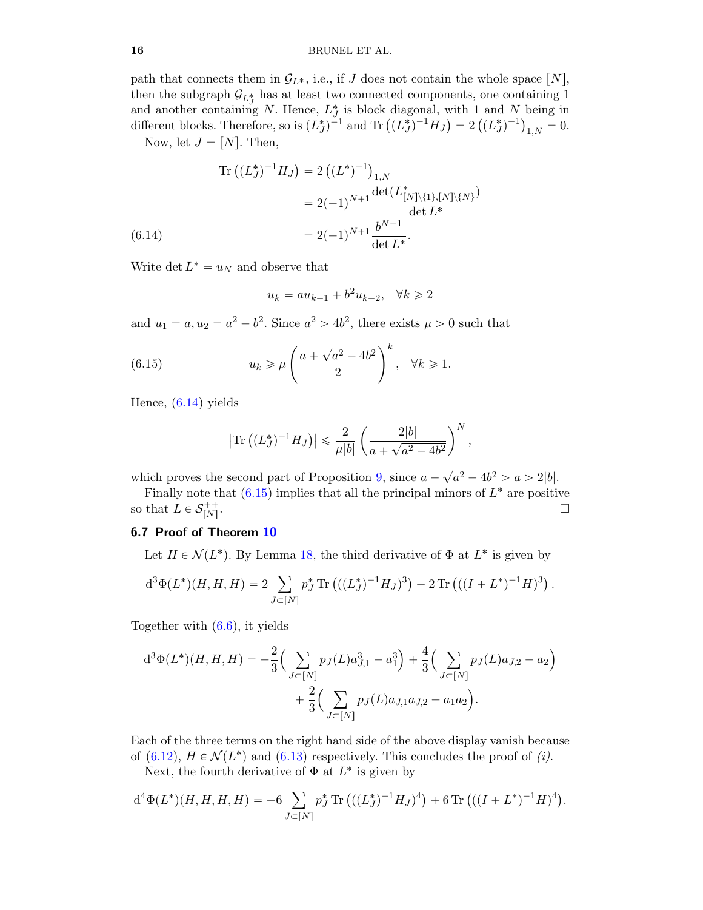path that connects them in $\mathcal{G}_{L^*}$, i.e., if $J$ does not contain the whole space $[N]$, then the subgraph $\mathcal{G}_{L^*_J}$ has at least two connected components, one containing 1 and another containing $N$. Hence, $L^*_J$ is block diagonal, with 1 and $N$ being in different blocks. Therefore, so is $(L^*_J)^{-1}$ and $\mathrm{Tr}\left((L^*_J)^{-1}H_J\right) = 2\left((L^*_J)^{-1}\right)_{1,N} = 0$.

Now, let $J = [N]$. Then,

$$
\begin{aligned}
\mathrm{Tr}\left((L^*_J)^{-1}H_J\right) &= 2\left((L^*)^{-1}\right)_{1,N} \\
&= 2(-1)^{N+1}\frac{\det(L^*_{[N]\setminus\{1\},[N]\setminus\{N\}})}{\det L^*} \\
&= 2(-1)^{N+1}\frac{b^{N-1}}{\det L^*}.
\end{aligned}
\tag{6.14}
$$

Write $\det L^* = u_N$ and observe that

$$
u_k = a u_{k-1} + b^2 u_{k-2}, \quad \forall k \geqslant 2
$$

and $u_1 = a, u_2 = a^2 - b^2$. Since $a^2 > 4b^2$, there exists $\mu > 0$ such that

$$
u_k \geqslant \mu\left(\frac{a + \sqrt{a^2 - 4b^2}}{2}\right)^k, \quad \forall k \geqslant 1. \tag{6.15}
$$

Hence, (6.14) yields

$$
\left|\mathrm{Tr}\left((L^*_J)^{-1}H_J\right)\right| \leqslant \frac{2}{\mu|b|}\left(\frac{2|b|}{a + \sqrt{a^2 - 4b^2}}\right)^N,
$$

which proves the second part of Proposition 9, since $a + \sqrt{a^2 - 4b^2} > a > 2|b|$.

Finally note that (6.15) implies that all the principal minors of $L^*$ are positive so that $L \in \mathcal{S}^{++}_{[N]}$. $\square$

### 6.7 Proof of Theorem 10

Let $H \in \mathcal{N}(L^*)$. By Lemma 18, the third derivative of $\Phi$ at $L^*$ is given by

$$
\mathrm{d}^3\Phi(L^*)(H,H,H) = 2\sum_{J\subset[N]} p^*_J \,\mathrm{Tr}\left(((L^*_J)^{-1}H_J)^3\right) - 2\,\mathrm{Tr}\left(((I+L^*)^{-1}H)^3\right).
$$

Together with (6.6), it yields

$$
\begin{aligned}
\mathrm{d}^3\Phi(L^*)(H,H,H) = &-\frac{2}{3}\Big(\sum_{J\subset[N]} p_J(L) a_{J,1}^3 - a_1^3\Big) + \frac{4}{3}\Big(\sum_{J\subset[N]} p_J(L) a_{J,2} - a_2\Big) \\
&+ \frac{2}{3}\Big(\sum_{J\subset[N]} p_J(L) a_{J,1}a_{J,2} - a_1 a_2\Big).
\end{aligned}
$$

Each of the three terms on the right hand side of the above display vanish because of (6.12), $H \in \mathcal{N}(L^*)$ and (6.13) respectively. This concludes the proof of *(i)*.

Next, the fourth derivative of $\Phi$ at $L^*$ is given by

$$
\mathrm{d}^4\Phi(L^*)(H,H,H,H) = -6\sum_{J\subset[N]} p^*_J \,\mathrm{Tr}\left(((L^*_J)^{-1}H_J)^4\right) + 6\,\mathrm{Tr}\left(((I+L^*)^{-1}H)^4\right).
$$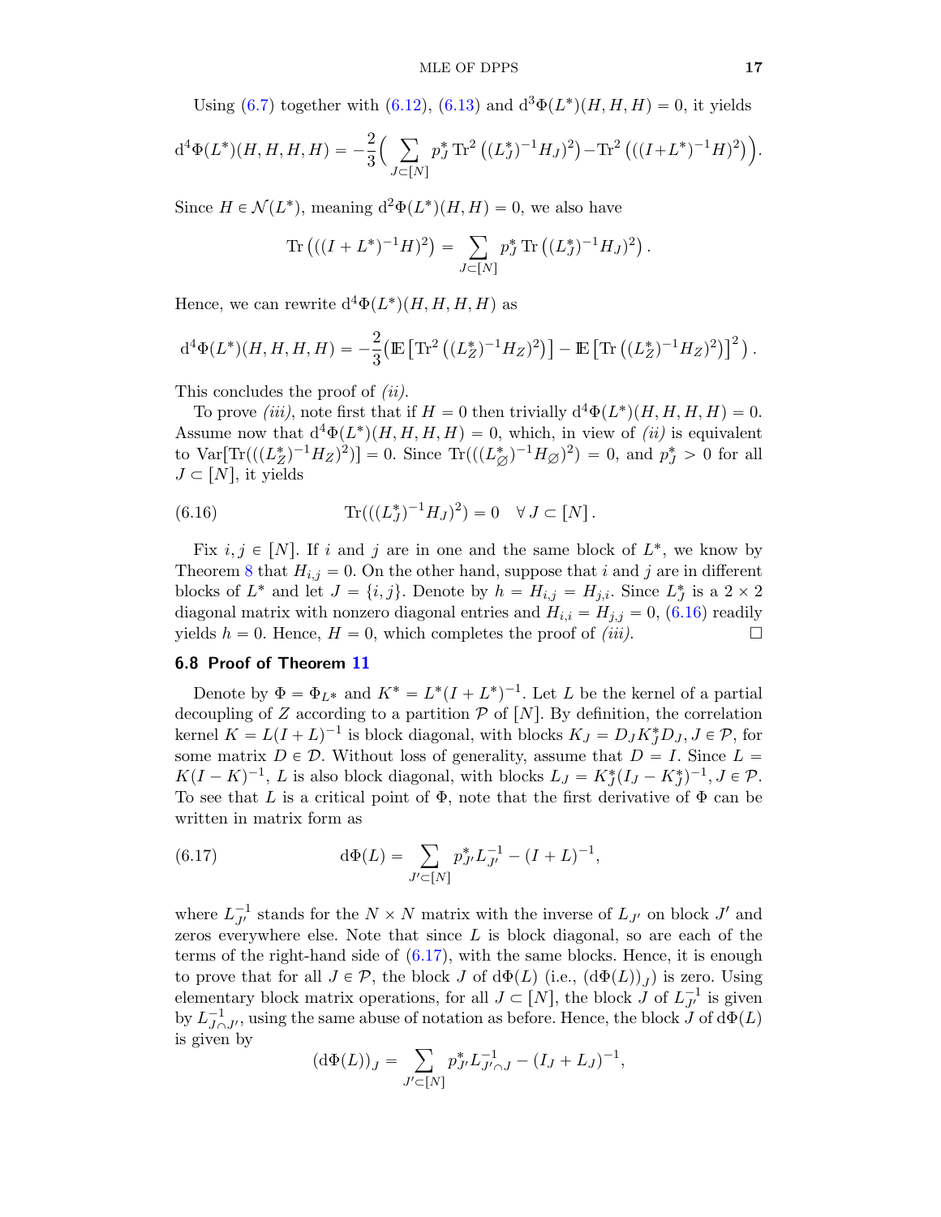Using (6.7) together with (6.12), (6.13) and $\mathrm{d}^3\Phi(L^*)(H,H,H) = 0$, it yields

$$\mathrm{d}^4\Phi(L^*)(H,H,H,H) = -\frac{2}{3}\Big(\sum_{J\subset[N]} p_J^* \operatorname{Tr}^2\left((L_J^*)^{-1}H_J)^2\right) - \operatorname{Tr}^2\left(((I+L^*)^{-1}H)^2\right)\Big).$$

Since $H \in \mathcal{N}(L^*)$, meaning $\mathrm{d}^2\Phi(L^*)(H,H) = 0$, we also have

$$\operatorname{Tr}\left(((I+L^*)^{-1}H)^2\right) = \sum_{J\subset[N]} p_J^* \operatorname{Tr}\left((L_J^*)^{-1}H_J)^2\right).$$

Hence, we can rewrite $\mathrm{d}^4\Phi(L^*)(H,H,H,H)$ as

$$\mathrm{d}^4\Phi(L^*)(H,H,H,H) = -\frac{2}{3}\Big(\mathbb{E}\left[\operatorname{Tr}^2\left((L_Z^*)^{-1}H_Z)^2\right)\right] - \mathbb{E}\left[\operatorname{Tr}\left((L_Z^*)^{-1}H_Z)^2\right)\right]^2\Big).$$

This concludes the proof of *(ii)*.

To prove *(iii)*, note first that if $H = 0$ then trivially $\mathrm{d}^4\Phi(L^*)(H,H,H,H) = 0$. Assume now that $\mathrm{d}^4\Phi(L^*)(H,H,H,H) = 0$, which, in view of *(ii)* is equivalent to $\operatorname{Var}[\operatorname{Tr}(((L_Z^*)^{-1}H_Z)^2)] = 0$. Since $\operatorname{Tr}(((L_\varnothing^*)^{-1}H_\varnothing)^2) = 0$, and $p_J^* > 0$ for all $J \subset [N]$, it yields

$$\operatorname{Tr}(((L_J^*)^{-1}H_J)^2) = 0 \quad \forall\, J \subset [N]. \tag{6.16}$$

Fix $i,j \in [N]$. If $i$ and $j$ are in one and the same block of $L^*$, we know by Theorem 8 that $H_{i,j} = 0$. On the other hand, suppose that $i$ and $j$ are in different blocks of $L^*$ and let $J = \{i,j\}$. Denote by $h = H_{i,j} = H_{j,i}$. Since $L_J^*$ is a $2\times 2$ diagonal matrix with nonzero diagonal entries and $H_{i,i} = H_{j,j} = 0$, (6.16) readily yields $h = 0$. Hence, $H = 0$, which completes the proof of *(iii)*. ☐

### 6.8 Proof of Theorem 11

Denote by $\Phi = \Phi_{L^*}$ and $K^* = L^*(I+L^*)^{-1}$. Let $L$ be the kernel of a partial decoupling of $Z$ according to a partition $\mathcal{P}$ of $[N]$. By definition, the correlation kernel $K = L(I+L)^{-1}$ is block diagonal, with blocks $K_J = D_J K_J^* D_J$, $J \in \mathcal{P}$, for some matrix $D \in \mathcal{D}$. Without loss of generality, assume that $D = I$. Since $L = K(I-K)^{-1}$, $L$ is also block diagonal, with blocks $L_J = K_J^*(I_J - K_J^*)^{-1}$, $J \in \mathcal{P}$. To see that $L$ is a critical point of $\Phi$, note that the first derivative of $\Phi$ can be written in matrix form as

$$\mathrm{d}\Phi(L) = \sum_{J'\subset[N]} p_{J'}^* L_{J'}^{-1} - (I+L)^{-1}, \tag{6.17}$$

where $L_{J'}^{-1}$ stands for the $N \times N$ matrix with the inverse of $L_{J'}$ on block $J'$ and zeros everywhere else. Note that since $L$ is block diagonal, so are each of the terms of the right-hand side of (6.17), with the same blocks. Hence, it is enough to prove that for all $J \in \mathcal{P}$, the block $J$ of $\mathrm{d}\Phi(L)$ (i.e., $(\mathrm{d}\Phi(L))_J$) is zero. Using elementary block matrix operations, for all $J \subset [N]$, the block $J$ of $L_{J'}^{-1}$ is given by $L_{J\cap J'}^{-1}$, using the same abuse of notation as before. Hence, the block $J$ of $\mathrm{d}\Phi(L)$ is given by

$$(\mathrm{d}\Phi(L))_J = \sum_{J'\subset[N]} p_{J'}^* L_{J'\cap J}^{-1} - (I_J + L_J)^{-1},$$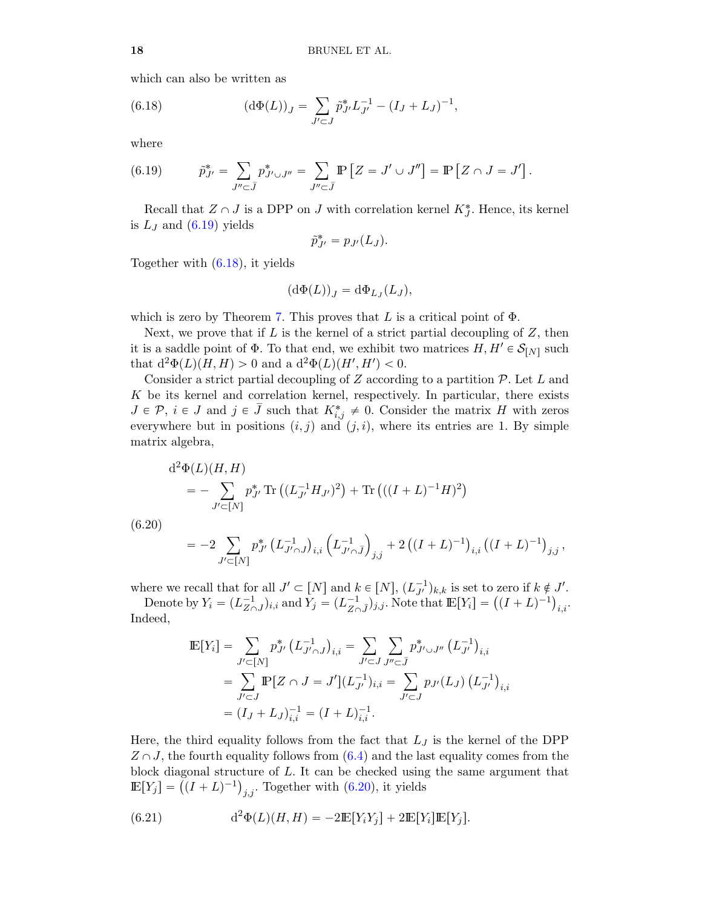which can also be written as

$$
(\mathrm{d}\Phi(L))_J = \sum_{J' \subset J} \tilde{p}^*_{J'} L_{J'}^{-1} - (I_J + L_J)^{-1}, \tag{6.18}
$$

where

$$
\tilde{p}^*_{J'} = \sum_{J'' \subset \bar{J}} p^*_{J' \cup J''} = \sum_{J'' \subset \bar{J}} \mathbb{P}\left[Z = J' \cup J''\right] = \mathbb{P}\left[Z \cap J = J'\right]. \tag{6.19}
$$

Recall that $Z \cap J$ is a DPP on $J$ with correlation kernel $K^*_J$. Hence, its kernel is $L_J$ and (6.19) yields

$$
\tilde{p}^*_{J'} = p_{J'}(L_J).
$$

Together with (6.18), it yields

$$
(\mathrm{d}\Phi(L))_J = \mathrm{d}\Phi_{L_J}(L_J),
$$

which is zero by Theorem 7. This proves that $L$ is a critical point of $\Phi$.

Next, we prove that if $L$ is the kernel of a strict partial decoupling of $Z$, then it is a saddle point of $\Phi$. To that end, we exhibit two matrices $H, H' \in \mathcal{S}_{[N]}$ such that $\mathrm{d}^2\Phi(L)(H,H) > 0$ and a $\mathrm{d}^2\Phi(L)(H',H') < 0$.

Consider a strict partial decoupling of $Z$ according to a partition $\mathcal{P}$. Let $L$ and $K$ be its kernel and correlation kernel, respectively. In particular, there exists $J \in \mathcal{P}$, $i \in J$ and $j \in \bar{J}$ such that $K^*_{i,j} \neq 0$. Consider the matrix $H$ with zeros everywhere but in positions $(i,j)$ and $(j,i)$, where its entries are 1. By simple matrix algebra,

$$
\begin{aligned}
&\mathrm{d}^2\Phi(L)(H,H) \\
&\quad = -\sum_{J' \subset [N]} p^*_{J'} \operatorname{Tr}\left((L_{J'}^{-1} H_{J'})^2\right) + \operatorname{Tr}\left(((I+L)^{-1}H)^2\right) \\
&\quad = -2 \sum_{J' \subset [N]} p^*_{J'} \left(L_{J' \cap J}^{-1}\right)_{i,i} \left(L_{J' \cap \bar{J}}^{-1}\right)_{j,j} + 2\left((I+L)^{-1}\right)_{i,i} \left((I+L)^{-1}\right)_{j,j},
\end{aligned} \tag{6.20}
$$

where we recall that for all $J' \subset [N]$ and $k \in [N]$, $(L_{J'}^{-1})_{k,k}$ is set to zero if $k \notin J'$.

Denote by $Y_i = (L_{Z \cap J}^{-1})_{i,i}$ and $Y_j = (L_{Z \cap \bar{J}}^{-1})_{j,j}$. Note that $\mathbb{E}[Y_i] = \left((I+L)^{-1}\right)_{i,i}$. Indeed,

$$
\begin{aligned}
\mathbb{E}[Y_i] &= \sum_{J' \subset [N]} p^*_{J'} \left(L_{J' \cap J}^{-1}\right)_{i,i} = \sum_{J' \subset J} \sum_{J'' \subset \bar{J}} p^*_{J' \cup J''} \left(L_{J'}^{-1}\right)_{i,i} \\
&= \sum_{J' \subset J} \mathbb{P}[Z \cap J = J'] (L_{J'}^{-1})_{i,i} = \sum_{J' \subset J} p_{J'}(L_J) \left(L_{J'}^{-1}\right)_{i,i} \\
&= (I_J + L_J)^{-1}_{i,i} = (I+L)^{-1}_{i,i}.
\end{aligned}
$$

Here, the third equality follows from the fact that $L_J$ is the kernel of the DPP $Z \cap J$, the fourth equality follows from (6.4) and the last equality comes from the block diagonal structure of $L$. It can be checked using the same argument that $\mathbb{E}[Y_j] = \left((I+L)^{-1}\right)_{j,j}$. Together with (6.20), it yields

$$
\mathrm{d}^2\Phi(L)(H,H) = -2\mathbb{E}[Y_i Y_j] + 2\mathbb{E}[Y_i]\mathbb{E}[Y_j]. \tag{6.21}
$$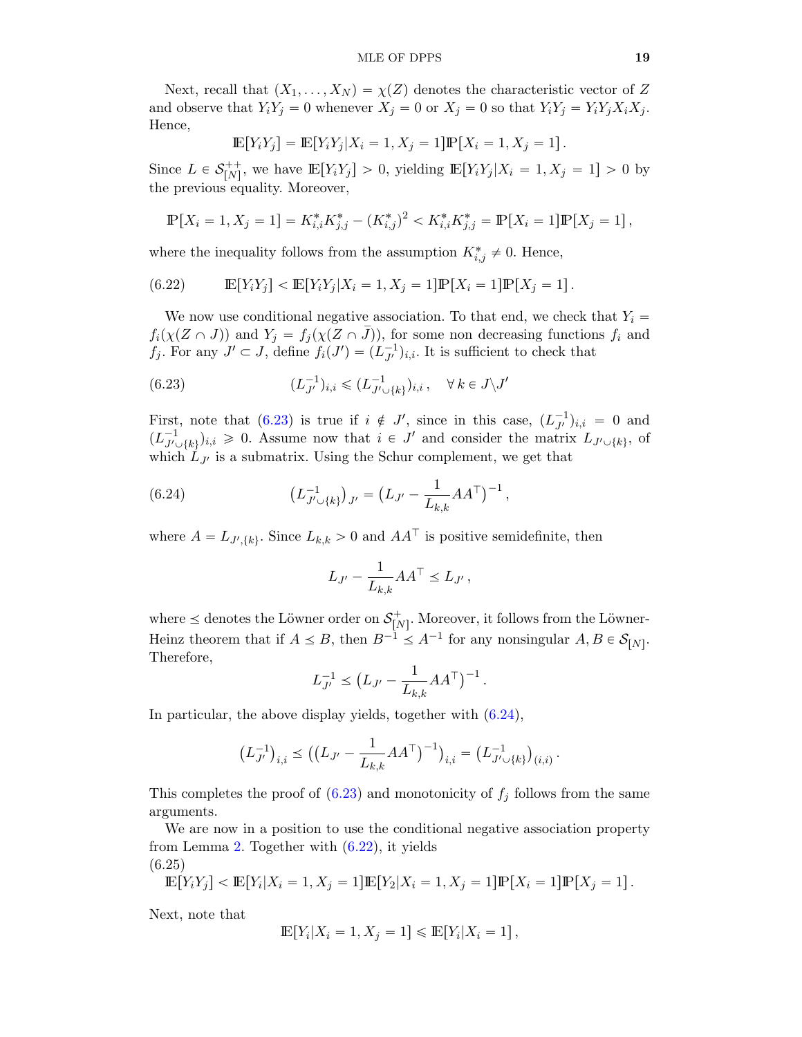Next, recall that $(X_1, \ldots, X_N) = \chi(Z)$ denotes the characteristic vector of $Z$ and observe that $Y_i Y_j = 0$ whenever $X_j = 0$ or $X_j = 0$ so that $Y_i Y_j = Y_i Y_j X_i X_j$. Hence,

$$\mathbb{E}[Y_i Y_j] = \mathbb{E}[Y_i Y_j | X_i = 1, X_j = 1] \mathbb{P}[X_i = 1, X_j = 1] .$$

Since $L \in \mathcal{S}_{[N]}^{++}$, we have $\mathbb{E}[Y_i Y_j] > 0$, yielding $\mathbb{E}[Y_i Y_j | X_i = 1, X_j = 1] > 0$ by the previous equality. Moreover,

$$\mathbb{P}[X_i = 1, X_j = 1] = K^*_{i,i} K^*_{j,j} - (K^*_{i,j})^2 < K^*_{i,i} K^*_{j,j} = \mathbb{P}[X_i = 1] \mathbb{P}[X_j = 1] ,$$

where the inequality follows from the assumption $K^*_{i,j} \neq 0$. Hence,

$$\mathbb{E}[Y_i Y_j] < \mathbb{E}[Y_i Y_j | X_i = 1, X_j = 1] \mathbb{P}[X_i = 1] \mathbb{P}[X_j = 1] . \tag{6.22}$$

We now use conditional negative association. To that end, we check that $Y_i = f_i(\chi(Z \cap J))$ and $Y_j = f_j(\chi(Z \cap \bar{J}))$, for some non decreasing functions $f_i$ and $f_j$. For any $J' \subset J$, define $f_i(J') = (L_{J'}^{-1})_{i,i}$. It is sufficient to check that

$$(L_{J'}^{-1})_{i,i} \leqslant (L_{J' \cup \{k\}}^{-1})_{i,i} , \quad \forall\, k \in J \backslash J' \tag{6.23}$$

First, note that (6.23) is true if $i \notin J'$, since in this case, $(L_{J'}^{-1})_{i,i} = 0$ and $(L_{J' \cup \{k\}}^{-1})_{i,i} \geqslant 0$. Assume now that $i \in J'$ and consider the matrix $L_{J' \cup \{k\}}$, of which $L_{J'}$ is a submatrix. Using the Schur complement, we get that

$$\big(L_{J' \cup \{k\}}^{-1}\big)_{J'} = \big(L_{J'} - \frac{1}{L_{k,k}} A A^\top\big)^{-1} , \tag{6.24}$$

where $A = L_{J', \{k\}}$. Since $L_{k,k} > 0$ and $AA^\top$ is positive semidefinite, then

$$L_{J'} - \frac{1}{L_{k,k}} A A^\top \preceq L_{J'} ,$$

where $\preceq$ denotes the Löwner order on $\mathcal{S}_{[N]}^{+}$. Moreover, it follows from the Löwner-Heinz theorem that if $A \preceq B$, then $B^{-1} \preceq A^{-1}$ for any nonsingular $A, B \in \mathcal{S}_{[N]}$. Therefore,

$$L_{J'}^{-1} \preceq \big(L_{J'} - \frac{1}{L_{k,k}} A A^\top\big)^{-1} .$$

In particular, the above display yields, together with (6.24),

$$\big(L_{J'}^{-1}\big)_{i,i} \preceq \big(\big(L_{J'} - \frac{1}{L_{k,k}} A A^\top\big)^{-1}\big)_{i,i} = \big(L_{J' \cup \{k\}}^{-1}\big)_{(i,i)} .$$

This completes the proof of (6.23) and monotonicity of $f_j$ follows from the same arguments.

We are now in a position to use the conditional negative association property from Lemma 2. Together with (6.22), it yields

$$\mathbb{E}[Y_i Y_j] < \mathbb{E}[Y_i | X_i = 1, X_j = 1] \mathbb{E}[Y_2 | X_i = 1, X_j = 1] \mathbb{P}[X_i = 1] \mathbb{P}[X_j = 1] . \tag{6.25}$$

Next, note that

$$\mathbb{E}[Y_i | X_i = 1, X_j = 1] \leqslant \mathbb{E}[Y_i | X_i = 1] ,$$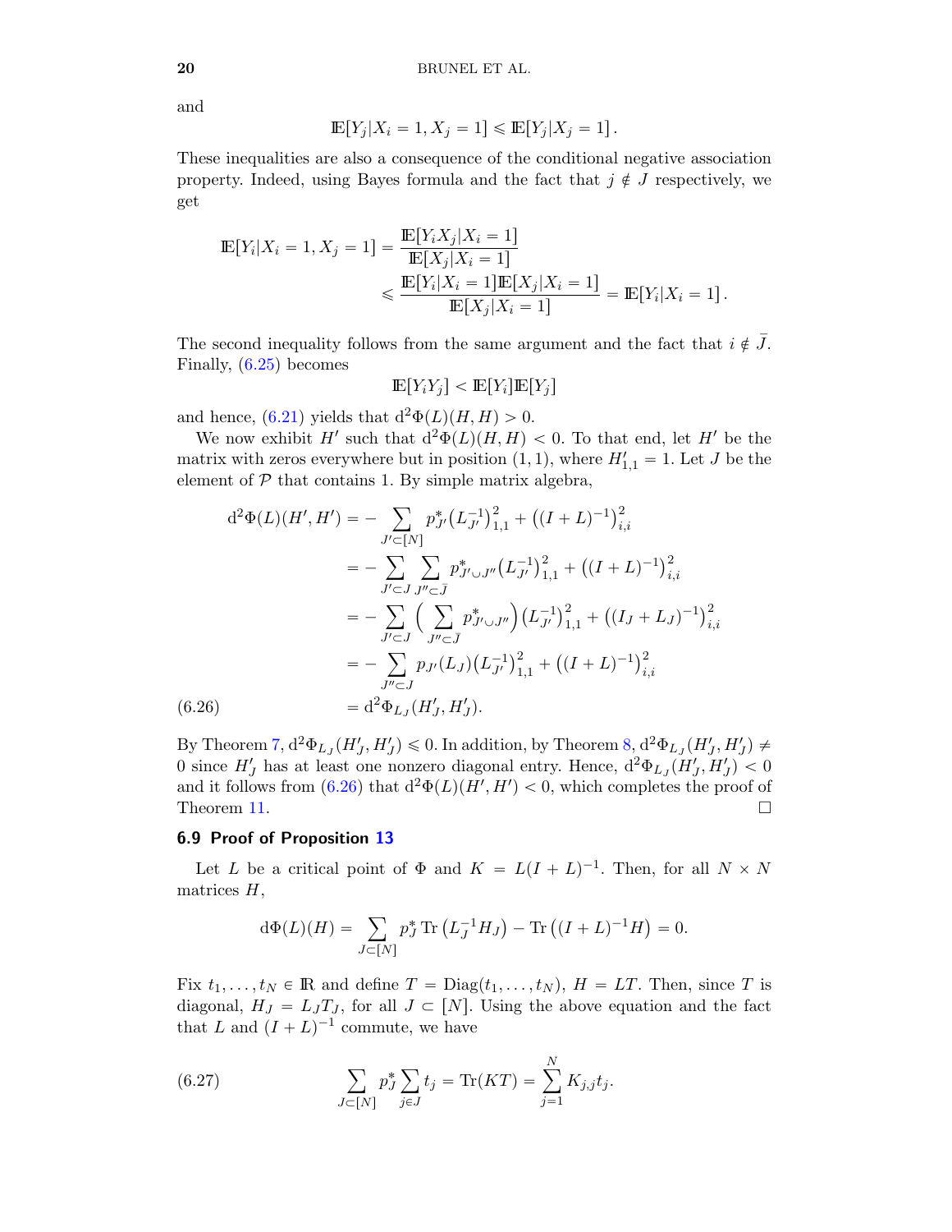and

$$\mathbb{E}[Y_j|X_i = 1, X_j = 1] \leqslant \mathbb{E}[Y_j|X_j = 1]\,.$$

These inequalities are also a consequence of the conditional negative association property. Indeed, using Bayes formula and the fact that $j \notin J$ respectively, we get

$$\begin{aligned}
\mathbb{E}[Y_i|X_i = 1, X_j = 1] &= \frac{\mathbb{E}[Y_i X_j|X_i = 1]}{\mathbb{E}[X_j|X_i = 1]} \\
&\leqslant \frac{\mathbb{E}[Y_i|X_i = 1]\mathbb{E}[X_j|X_i = 1]}{\mathbb{E}[X_j|X_i = 1]} = \mathbb{E}[Y_i|X_i = 1]\,.
\end{aligned}$$

The second inequality follows from the same argument and the fact that $i \notin \bar{J}$. Finally, (6.25) becomes

$$\mathbb{E}[Y_i Y_j] < \mathbb{E}[Y_i]\mathbb{E}[Y_j]$$

and hence, (6.21) yields that $\mathrm{d}^2\Phi(L)(H, H) > 0$.

We now exhibit $H'$ such that $\mathrm{d}^2\Phi(L)(H, H) < 0$. To that end, let $H'$ be the matrix with zeros everywhere but in position $(1, 1)$, where $H'_{1,1} = 1$. Let $J$ be the element of $\mathcal{P}$ that contains 1. By simple matrix algebra,

$$\begin{aligned}
\mathrm{d}^2\Phi(L)(H', H') &= -\sum_{J' \subset [N]} p^*_{J'}\big(L^{-1}_{J'}\big)^2_{1,1} + \big((I + L)^{-1}\big)^2_{i,i} \\
&= -\sum_{J' \subset J}\sum_{J'' \subset \bar{J}} p^*_{J' \cup J''}\big(L^{-1}_{J'}\big)^2_{1,1} + \big((I + L)^{-1}\big)^2_{i,i} \\
&= -\sum_{J' \subset J}\Big(\sum_{J'' \subset \bar{J}} p^*_{J' \cup J''}\Big)\big(L^{-1}_{J'}\big)^2_{1,1} + \big((I_J + L_J)^{-1}\big)^2_{i,i} \\
&= -\sum_{J'' \subset J} p_{J'}(L_J)\big(L^{-1}_{J'}\big)^2_{1,1} + \big((I + L)^{-1}\big)^2_{i,i} \\
&= \mathrm{d}^2\Phi_{L_J}(H'_J, H'_J).
\end{aligned} \tag{6.26}$$

By Theorem 7, $\mathrm{d}^2\Phi_{L_J}(H'_J, H'_J) \leqslant 0$. In addition, by Theorem 8, $\mathrm{d}^2\Phi_{L_J}(H'_J, H'_J) \neq 0$ since $H'_J$ has at least one nonzero diagonal entry. Hence, $\mathrm{d}^2\Phi_{L_J}(H'_J, H'_J) < 0$ and it follows from (6.26) that $\mathrm{d}^2\Phi(L)(H', H') < 0$, which completes the proof of Theorem 11. $\square$

### 6.9 Proof of Proposition 13

Let $L$ be a critical point of $\Phi$ and $K = L(I + L)^{-1}$. Then, for all $N \times N$ matrices $H$,

$$\mathrm{d}\Phi(L)(H) = \sum_{J \subset [N]} p^*_J \operatorname{Tr}\big(L_J^{-1} H_J\big) - \operatorname{Tr}\big((I + L)^{-1} H\big) = 0.$$

Fix $t_1, \ldots, t_N \in \mathbb{R}$ and define $T = \operatorname{Diag}(t_1, \ldots, t_N)$, $H = LT$. Then, since $T$ is diagonal, $H_J = L_J T_J$, for all $J \subset [N]$. Using the above equation and the fact that $L$ and $(I + L)^{-1}$ commute, we have

$$\sum_{J \subset [N]} p^*_J \sum_{j \in J} t_j = \operatorname{Tr}(KT) = \sum_{j=1}^{N} K_{j,j} t_j. \tag{6.27}$$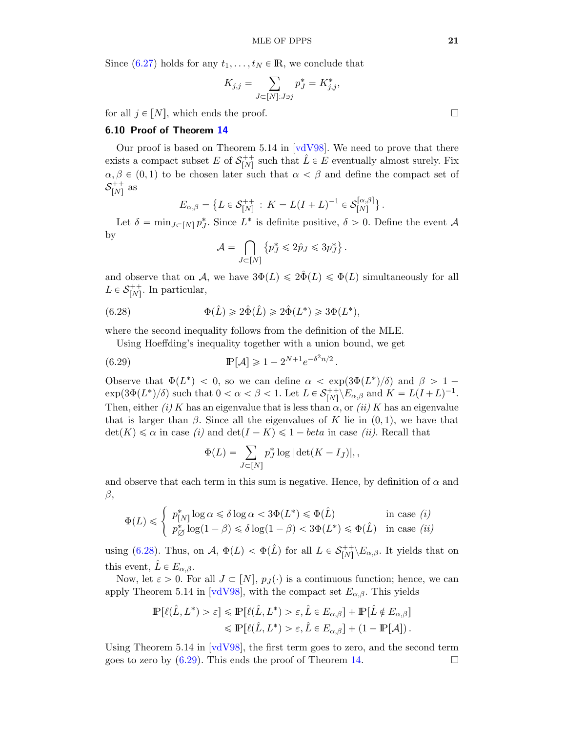Since (6.27) holds for any $t_1, \ldots, t_N \in \mathbb{R}$, we conclude that

$$K_{j,j} = \sum_{J \subset [N]: J \ni j} p^*_J = K^*_{j,j},$$

for all $j \in [N]$, which ends the proof. $\square$

### 6.10 Proof of Theorem 14

Our proof is based on Theorem 5.14 in [vdV98]. We need to prove that there exists a compact subset $E$ of $\mathcal{S}^{++}_{[N]}$ such that $\hat{L} \in E$ eventually almost surely. Fix $\alpha, \beta \in (0,1)$ to be chosen later such that $\alpha < \beta$ and define the compact set of $\mathcal{S}^{++}_{[N]}$ as

$$E_{\alpha,\beta} = \left\{ L \in \mathcal{S}^{++}_{[N]} \,:\, K = L(I+L)^{-1} \in \mathcal{S}^{[\alpha,\beta]}_{[N]} \right\}.$$

Let $\delta = \min_{J \subset [N]} p^*_J$. Since $L^*$ is definite positive, $\delta > 0$. Define the event $\mathcal{A}$ by

$$\mathcal{A} = \bigcap_{J \subset [N]} \left\{ p^*_J \leqslant 2\hat{p}_J \leqslant 3p^*_J \right\}.$$

and observe that on $\mathcal{A}$, we have $3\Phi(L) \leqslant 2\hat{\Phi}(L) \leqslant \Phi(L)$ simultaneously for all $L \in \mathcal{S}^{++}_{[N]}$. In particular,

$$\Phi(\hat{L}) \geqslant 2\hat{\Phi}(\hat{L}) \geqslant 2\hat{\Phi}(L^*) \geqslant 3\Phi(L^*), \tag{6.28}$$

where the second inequality follows from the definition of the MLE.

Using Hoeffding's inequality together with a union bound, we get

$$\mathbb{P}[\mathcal{A}] \geqslant 1 - 2^{N+1} e^{-\delta^2 n/2}. \tag{6.29}$$

Observe that $\Phi(L^*) < 0$, so we can define $\alpha < \exp(3\Phi(L^*)/\delta)$ and $\beta > 1 - \exp(3\Phi(L^*)/\delta)$ such that $0 < \alpha < \beta < 1$. Let $L \in \mathcal{S}^{++}_{[N]} \backslash E_{\alpha,\beta}$ and $K = L(I+L)^{-1}$. Then, either *(i)* $K$ has an eigenvalue that is less than $\alpha$, or *(ii)* $K$ has an eigenvalue that is larger than $\beta$. Since all the eigenvalues of $K$ lie in $(0,1)$, we have that $\det(K) \leqslant \alpha$ in case *(i)* and $\det(I-K) \leqslant 1 - beta$ in case *(ii)*. Recall that

$$\Phi(L) = \sum_{J \subset [N]} p^*_J \log|\det(K - I_{\bar{J}})|, ,$$

and observe that each term in this sum is negative. Hence, by definition of $\alpha$ and $\beta$,

$$\Phi(L) \leqslant \begin{cases} p^*_{[N]} \log \alpha \leqslant \delta \log \alpha < 3\Phi(L^*) \leqslant \Phi(\hat{L}) & \text{in case } (i) \\ p^*_{\varnothing} \log(1-\beta) \leqslant \delta \log(1-\beta) < 3\Phi(L^*) \leqslant \Phi(\hat{L}) & \text{in case } (ii) \end{cases}$$

using (6.28). Thus, on $\mathcal{A}$, $\Phi(L) < \Phi(\hat{L})$ for all $L \in \mathcal{S}^{++}_{[N]} \backslash E_{\alpha,\beta}$. It yields that on this event, $\hat{L} \in E_{\alpha,\beta}$.

Now, let $\varepsilon > 0$. For all $J \subset [N]$, $p_J(\cdot)$ is a continuous function; hence, we can apply Theorem 5.14 in [vdV98], with the compact set $E_{\alpha,\beta}$. This yields

$$\begin{aligned} \mathbb{P}[\ell(\hat{L}, L^*) > \varepsilon] &\leqslant \mathbb{P}[\ell(\hat{L}, L^*) > \varepsilon, \hat{L} \in E_{\alpha,\beta}] + \mathbb{P}[\hat{L} \notin E_{\alpha,\beta}] \\ &\leqslant \mathbb{P}[\ell(\hat{L}, L^*) > \varepsilon, \hat{L} \in E_{\alpha,\beta}] + (1 - \mathbb{P}[\mathcal{A}]). \end{aligned}$$

Using Theorem 5.14 in [vdV98], the first term goes to zero, and the second term goes to zero by (6.29). This ends the proof of Theorem 14. $\square$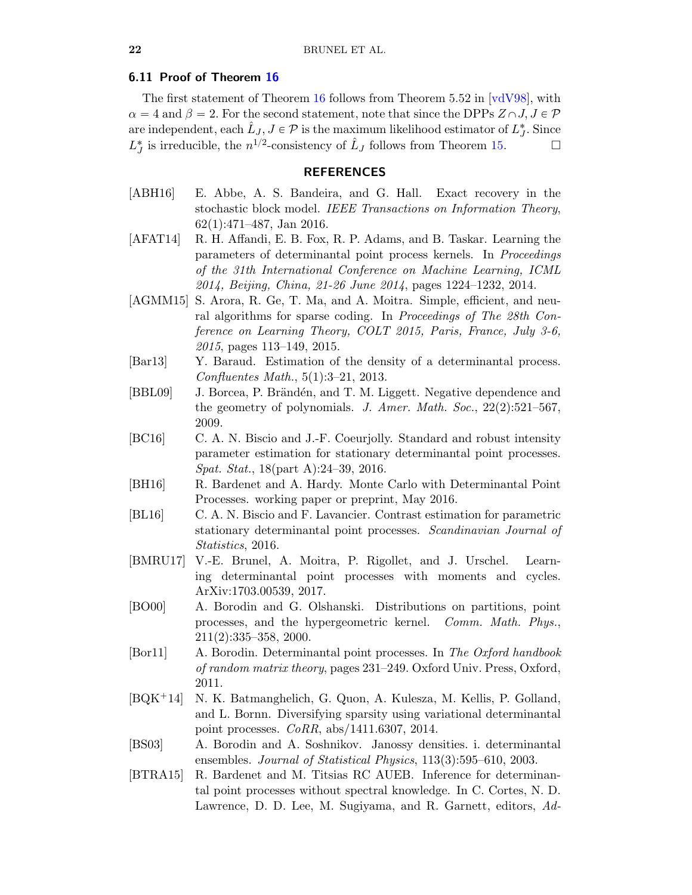### 6.11 Proof of Theorem 16

The first statement of Theorem 16 follows from Theorem 5.52 in [vdV98], with $\alpha = 4$ and $\beta = 2$. For the second statement, note that since the DPPs $Z \cap J, J \in \mathcal{P}$ are independent, each $\hat{L}_J, J \in \mathcal{P}$ is the maximum likelihood estimator of $L_J^*$. Since $L_J^*$ is irreducible, the $n^{1/2}$-consistency of $\hat{L}_J$ follows from Theorem 15. □

## REFERENCES

- [ABH16] E. Abbe, A. S. Bandeira, and G. Hall. Exact recovery in the stochastic block model. *IEEE Transactions on Information Theory*, 62(1):471–487, Jan 2016.
- [AFAT14] R. H. Affandi, E. B. Fox, R. P. Adams, and B. Taskar. Learning the parameters of determinantal point process kernels. In *Proceedings of the 31th International Conference on Machine Learning, ICML 2014, Beijing, China, 21-26 June 2014*, pages 1224–1232, 2014.
- [AGMM15] S. Arora, R. Ge, T. Ma, and A. Moitra. Simple, efficient, and neural algorithms for sparse coding. In *Proceedings of The 28th Conference on Learning Theory, COLT 2015, Paris, France, July 3-6, 2015*, pages 113–149, 2015.
- [Bar13] Y. Baraud. Estimation of the density of a determinantal process. *Confluentes Math.*, 5(1):3–21, 2013.
- [BBL09] J. Borcea, P. Brändén, and T. M. Liggett. Negative dependence and the geometry of polynomials. *J. Amer. Math. Soc.*, 22(2):521–567, 2009.
- [BC16] C. A. N. Biscio and J.-F. Coeurjolly. Standard and robust intensity parameter estimation for stationary determinantal point processes. *Spat. Stat.*, 18(part A):24–39, 2016.
- [BH16] R. Bardenet and A. Hardy. Monte Carlo with Determinantal Point Processes. working paper or preprint, May 2016.
- [BL16] C. A. N. Biscio and F. Lavancier. Contrast estimation for parametric stationary determinantal point processes. *Scandinavian Journal of Statistics*, 2016.
- [BMRU17] V.-E. Brunel, A. Moitra, P. Rigollet, and J. Urschel. Learning determinantal point processes with moments and cycles. ArXiv:1703.00539, 2017.
- [BO00] A. Borodin and G. Olshanski. Distributions on partitions, point processes, and the hypergeometric kernel. *Comm. Math. Phys.*, 211(2):335–358, 2000.
- [Bor11] A. Borodin. Determinantal point processes. In *The Oxford handbook of random matrix theory*, pages 231–249. Oxford Univ. Press, Oxford, 2011.
- [BQK+14] N. K. Batmanghelich, G. Quon, A. Kulesza, M. Kellis, P. Golland, and L. Bornn. Diversifying sparsity using variational determinantal point processes. *CoRR*, abs/1411.6307, 2014.
- [BS03] A. Borodin and A. Soshnikov. Janossy densities. i. determinantal ensembles. *Journal of Statistical Physics*, 113(3):595–610, 2003.
- [BTRA15] R. Bardenet and M. Titsias RC AUEB. Inference for determinantal point processes without spectral knowledge. In C. Cortes, N. D. Lawrence, D. D. Lee, M. Sugiyama, and R. Garnett, editors, *Ad-*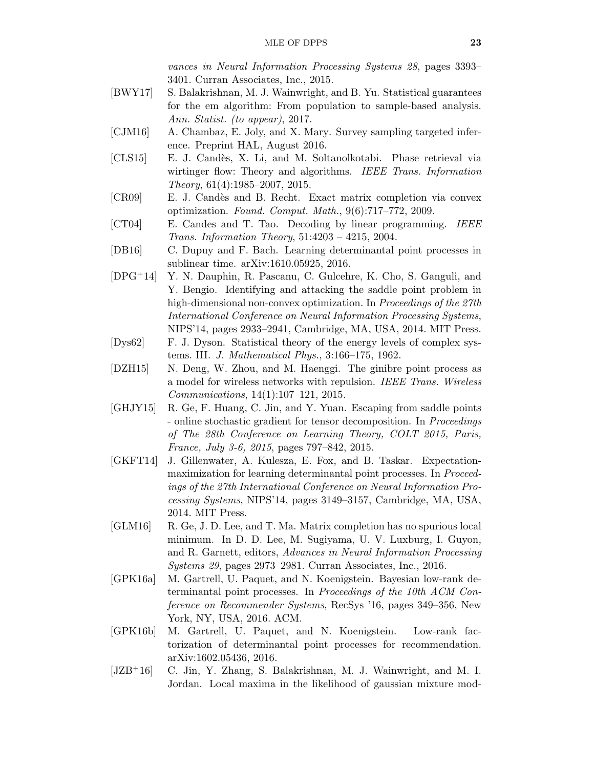*vances in Neural Information Processing Systems 28*, pages 3393–3401. Curran Associates, Inc., 2015.

[BWY17] S. Balakrishnan, M. J. Wainwright, and B. Yu. Statistical guarantees for the em algorithm: From population to sample-based analysis. *Ann. Statist. (to appear)*, 2017.

[CJM16] A. Chambaz, E. Joly, and X. Mary. Survey sampling targeted inference. Preprint HAL, August 2016.

[CLS15] E. J. Candès, X. Li, and M. Soltanolkotabi. Phase retrieval via wirtinger flow: Theory and algorithms. *IEEE Trans. Information Theory*, 61(4):1985–2007, 2015.

[CR09] E. J. Candès and B. Recht. Exact matrix completion via convex optimization. *Found. Comput. Math.*, 9(6):717–772, 2009.

[CT04] E. Candes and T. Tao. Decoding by linear programming. *IEEE Trans. Information Theory*, 51:4203 – 4215, 2004.

[DB16] C. Dupuy and F. Bach. Learning determinantal point processes in sublinear time. arXiv:1610.05925, 2016.

[DPG+14] Y. N. Dauphin, R. Pascanu, C. Gulcehre, K. Cho, S. Ganguli, and Y. Bengio. Identifying and attacking the saddle point problem in high-dimensional non-convex optimization. In *Proceedings of the 27th International Conference on Neural Information Processing Systems*, NIPS'14, pages 2933–2941, Cambridge, MA, USA, 2014. MIT Press.

[Dys62] F. J. Dyson. Statistical theory of the energy levels of complex systems. III. *J. Mathematical Phys.*, 3:166–175, 1962.

[DZH15] N. Deng, W. Zhou, and M. Haenggi. The ginibre point process as a model for wireless networks with repulsion. *IEEE Trans. Wireless Communications*, 14(1):107–121, 2015.

[GHJY15] R. Ge, F. Huang, C. Jin, and Y. Yuan. Escaping from saddle points - online stochastic gradient for tensor decomposition. In *Proceedings of The 28th Conference on Learning Theory, COLT 2015, Paris, France, July 3-6, 2015*, pages 797–842, 2015.

[GKFT14] J. Gillenwater, A. Kulesza, E. Fox, and B. Taskar. Expectation-maximization for learning determinantal point processes. In *Proceedings of the 27th International Conference on Neural Information Processing Systems*, NIPS'14, pages 3149–3157, Cambridge, MA, USA, 2014. MIT Press.

[GLM16] R. Ge, J. D. Lee, and T. Ma. Matrix completion has no spurious local minimum. In D. D. Lee, M. Sugiyama, U. V. Luxburg, I. Guyon, and R. Garnett, editors, *Advances in Neural Information Processing Systems 29*, pages 2973–2981. Curran Associates, Inc., 2016.

[GPK16a] M. Gartrell, U. Paquet, and N. Koenigstein. Bayesian low-rank determinantal point processes. In *Proceedings of the 10th ACM Conference on Recommender Systems*, RecSys '16, pages 349–356, New York, NY, USA, 2016. ACM.

[GPK16b] M. Gartrell, U. Paquet, and N. Koenigstein. Low-rank factorization of determinantal point processes for recommendation. arXiv:1602.05436, 2016.

[JZB+16] C. Jin, Y. Zhang, S. Balakrishnan, M. J. Wainwright, and M. I. Jordan. Local maxima in the likelihood of gaussian mixture mod-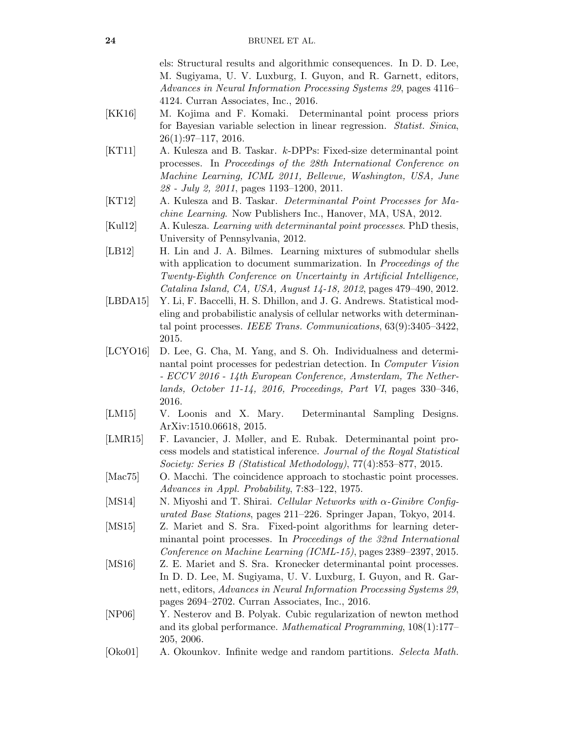els: Structural results and algorithmic consequences. In D. D. Lee, M. Sugiyama, U. V. Luxburg, I. Guyon, and R. Garnett, editors, *Advances in Neural Information Processing Systems 29*, pages 4116–4124. Curran Associates, Inc., 2016.

[KK16] M. Kojima and F. Komaki. Determinantal point process priors for Bayesian variable selection in linear regression. *Statist. Sinica*, 26(1):97–117, 2016.

[KT11] A. Kulesza and B. Taskar. $k$-DPPs: Fixed-size determinantal point processes. In *Proceedings of the 28th International Conference on Machine Learning, ICML 2011, Bellevue, Washington, USA, June 28 - July 2, 2011*, pages 1193–1200, 2011.

[KT12] A. Kulesza and B. Taskar. *Determinantal Point Processes for Machine Learning*. Now Publishers Inc., Hanover, MA, USA, 2012.

[Kul12] A. Kulesza. *Learning with determinantal point processes*. PhD thesis, University of Pennsylvania, 2012.

[LB12] H. Lin and J. A. Bilmes. Learning mixtures of submodular shells with application to document summarization. In *Proceedings of the Twenty-Eighth Conference on Uncertainty in Artificial Intelligence, Catalina Island, CA, USA, August 14-18, 2012*, pages 479–490, 2012.

[LBDA15] Y. Li, F. Baccelli, H. S. Dhillon, and J. G. Andrews. Statistical modeling and probabilistic analysis of cellular networks with determinantal point processes. *IEEE Trans. Communications*, 63(9):3405–3422, 2015.

[LCYO16] D. Lee, G. Cha, M. Yang, and S. Oh. Individualness and determinantal point processes for pedestrian detection. In *Computer Vision - ECCV 2016 - 14th European Conference, Amsterdam, The Netherlands, October 11-14, 2016, Proceedings, Part VI*, pages 330–346, 2016.

[LM15] V. Loonis and X. Mary. Determinantal Sampling Designs. ArXiv:1510.06618, 2015.

[LMR15] F. Lavancier, J. Møller, and E. Rubak. Determinantal point process models and statistical inference. *Journal of the Royal Statistical Society: Series B (Statistical Methodology)*, 77(4):853–877, 2015.

[Mac75] O. Macchi. The coincidence approach to stochastic point processes. *Advances in Appl. Probability*, 7:83–122, 1975.

[MS14] N. Miyoshi and T. Shirai. *Cellular Networks with $\alpha$-Ginibre Configurated Base Stations*, pages 211–226. Springer Japan, Tokyo, 2014.

[MS15] Z. Mariet and S. Sra. Fixed-point algorithms for learning determinantal point processes. In *Proceedings of the 32nd International Conference on Machine Learning (ICML-15)*, pages 2389–2397, 2015.

[MS16] Z. E. Mariet and S. Sra. Kronecker determinantal point processes. In D. D. Lee, M. Sugiyama, U. V. Luxburg, I. Guyon, and R. Garnett, editors, *Advances in Neural Information Processing Systems 29*, pages 2694–2702. Curran Associates, Inc., 2016.

[NP06] Y. Nesterov and B. Polyak. Cubic regularization of newton method and its global performance. *Mathematical Programming*, 108(1):177–205, 2006.

[Oko01] A. Okounkov. Infinite wedge and random partitions. *Selecta Math.*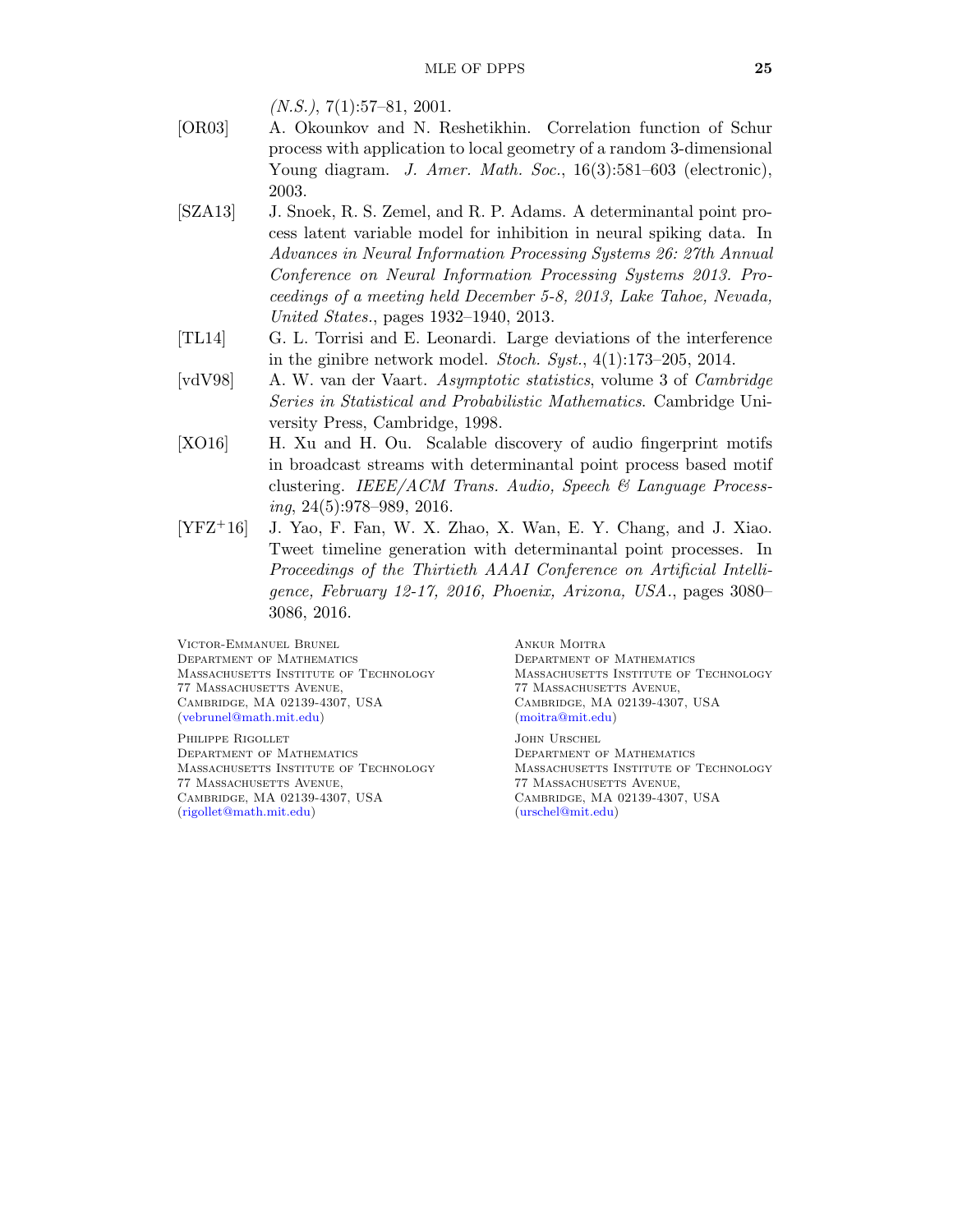*(N.S.)*, 7(1):57–81, 2001.

[OR03] A. Okounkov and N. Reshetikhin. Correlation function of Schur process with application to local geometry of a random 3-dimensional Young diagram. *J. Amer. Math. Soc.*, 16(3):581–603 (electronic), 2003.

[SZA13] J. Snoek, R. S. Zemel, and R. P. Adams. A determinantal point process latent variable model for inhibition in neural spiking data. In *Advances in Neural Information Processing Systems 26: 27th Annual Conference on Neural Information Processing Systems 2013. Proceedings of a meeting held December 5-8, 2013, Lake Tahoe, Nevada, United States.*, pages 1932–1940, 2013.

[TL14] G. L. Torrisi and E. Leonardi. Large deviations of the interference in the ginibre network model. *Stoch. Syst.*, 4(1):173–205, 2014.

[vdV98] A. W. van der Vaart. *Asymptotic statistics*, volume 3 of *Cambridge Series in Statistical and Probabilistic Mathematics*. Cambridge University Press, Cambridge, 1998.

[XO16] H. Xu and H. Ou. Scalable discovery of audio fingerprint motifs in broadcast streams with determinantal point process based motif clustering. *IEEE/ACM Trans. Audio, Speech & Language Processing*, 24(5):978–989, 2016.

[YFZ+16] J. Yao, F. Fan, W. X. Zhao, X. Wan, E. Y. Chang, and J. Xiao. Tweet timeline generation with determinantal point processes. In *Proceedings of the Thirtieth AAAI Conference on Artificial Intelligence, February 12-17, 2016, Phoenix, Arizona, USA.*, pages 3080–3086, 2016.

Victor-Emmanuel Brunel
Department of Mathematics
Massachusetts Institute of Technology
77 Massachusetts Avenue,
Cambridge, MA 02139-4307, USA
(vebrunel@math.mit.edu)

Ankur Moitra
Department of Mathematics
Massachusetts Institute of Technology
77 Massachusetts Avenue,
Cambridge, MA 02139-4307, USA
(moitra@mit.edu)

Philippe Rigollet
Department of Mathematics
Massachusetts Institute of Technology
77 Massachusetts Avenue,
Cambridge, MA 02139-4307, USA
(rigollet@math.mit.edu)

John Urschel
Department of Mathematics
Massachusetts Institute of Technology
77 Massachusetts Avenue,
Cambridge, MA 02139-4307, USA
(urschel@mit.edu)